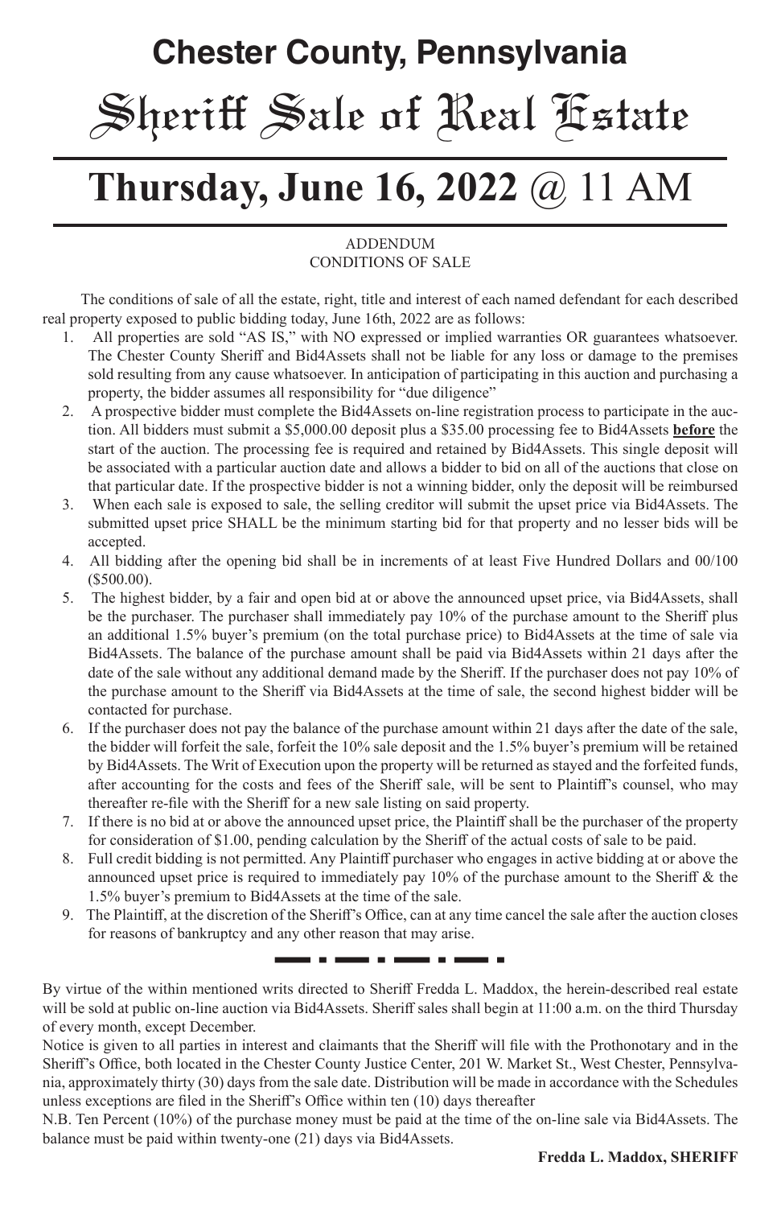# Chester County, Pennsylvania

# Sheriff Sale of Real Estate

# Thursday, June 16, 2022 @ 11 AM

ADDENDUM
CONDITIONS OF SALE

The conditions of sale of all the estate, right, title and interest of each named defendant for each described real property exposed to public bidding today, June 16th, 2022 are as follows:

1. All properties are sold "AS IS," with NO expressed or implied warranties OR guarantees whatsoever. The Chester County Sheriff and Bid4Assets shall not be liable for any loss or damage to the premises sold resulting from any cause whatsoever. In anticipation of participating in this auction and purchasing a property, the bidder assumes all responsibility for "due diligence"
2. A prospective bidder must complete the Bid4Assets on-line registration process to participate in the auction. All bidders must submit a $5,000.00 deposit plus a $35.00 processing fee to Bid4Assets **before** the start of the auction. The processing fee is required and retained by Bid4Assets. This single deposit will be associated with a particular auction date and allows a bidder to bid on all of the auctions that close on that particular date. If the prospective bidder is not a winning bidder, only the deposit will be reimbursed
3. When each sale is exposed to sale, the selling creditor will submit the upset price via Bid4Assets. The submitted upset price SHALL be the minimum starting bid for that property and no lesser bids will be accepted.
4. All bidding after the opening bid shall be in increments of at least Five Hundred Dollars and 00/100 ($500.00).
5. The highest bidder, by a fair and open bid at or above the announced upset price, via Bid4Assets, shall be the purchaser. The purchaser shall immediately pay 10% of the purchase amount to the Sheriff plus an additional 1.5% buyer's premium (on the total purchase price) to Bid4Assets at the time of sale via Bid4Assets. The balance of the purchase amount shall be paid via Bid4Assets within 21 days after the date of the sale without any additional demand made by the Sheriff. If the purchaser does not pay 10% of the purchase amount to the Sheriff via Bid4Assets at the time of sale, the second highest bidder will be contacted for purchase.
6. If the purchaser does not pay the balance of the purchase amount within 21 days after the date of the sale, the bidder will forfeit the sale, forfeit the 10% sale deposit and the 1.5% buyer's premium will be retained by Bid4Assets. The Writ of Execution upon the property will be returned as stayed and the forfeited funds, after accounting for the costs and fees of the Sheriff sale, will be sent to Plaintiff's counsel, who may thereafter re-file with the Sheriff for a new sale listing on said property.
7. If there is no bid at or above the announced upset price, the Plaintiff shall be the purchaser of the property for consideration of $1.00, pending calculation by the Sheriff of the actual costs of sale to be paid.
8. Full credit bidding is not permitted. Any Plaintiff purchaser who engages in active bidding at or above the announced upset price is required to immediately pay 10% of the purchase amount to the Sheriff & the 1.5% buyer's premium to Bid4Assets at the time of the sale.
9. The Plaintiff, at the discretion of the Sheriff's Office, can at any time cancel the sale after the auction closes for reasons of bankruptcy and any other reason that may arise.

---

By virtue of the within mentioned writs directed to Sheriff Fredda L. Maddox, the herein-described real estate will be sold at public on-line auction via Bid4Assets. Sheriff sales shall begin at 11:00 a.m. on the third Thursday of every month, except December.

Notice is given to all parties in interest and claimants that the Sheriff will file with the Prothonotary and in the Sheriff's Office, both located in the Chester County Justice Center, 201 W. Market St., West Chester, Pennsylvania, approximately thirty (30) days from the sale date. Distribution will be made in accordance with the Schedules unless exceptions are filed in the Sheriff's Office within ten (10) days thereafter

N.B. Ten Percent (10%) of the purchase money must be paid at the time of the on-line sale via Bid4Assets. The balance must be paid within twenty-one (21) days via Bid4Assets.

**Fredda L. Maddox, SHERIFF**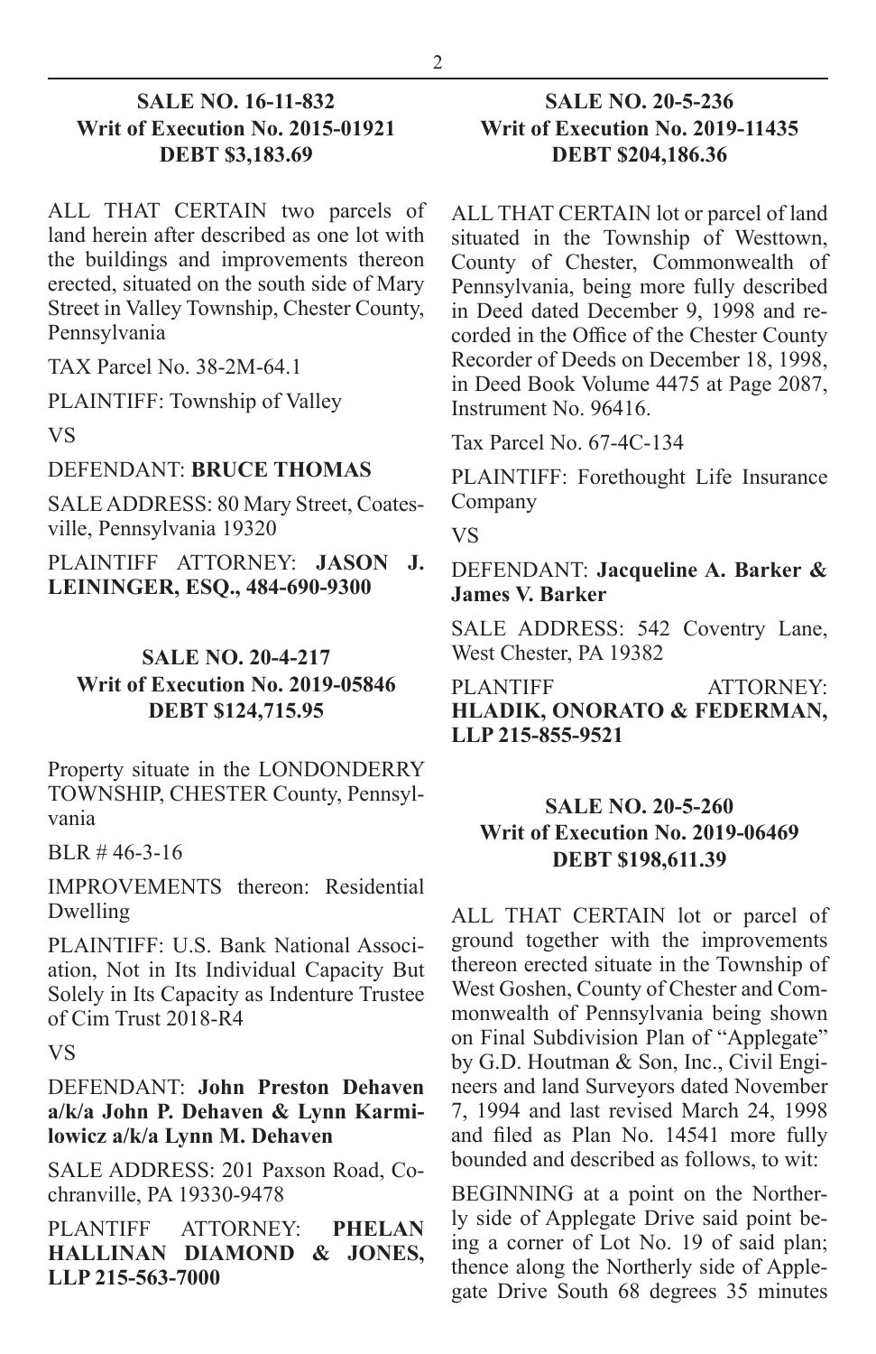### SALE NO. 16-11-832
### Writ of Execution No. 2015-01921
### DEBT $3,183.69

ALL THAT CERTAIN two parcels of land herein after described as one lot with the buildings and improvements thereon erected, situated on the south side of Mary Street in Valley Township, Chester County, Pennsylvania

TAX Parcel No. 38-2M-64.1

PLAINTIFF: Township of Valley

VS

DEFENDANT: **BRUCE THOMAS**

SALE ADDRESS: 80 Mary Street, Coatesville, Pennsylvania 19320

PLAINTIFF ATTORNEY: **JASON J. LEININGER, ESQ., 484-690-9300**

### SALE NO. 20-4-217
### Writ of Execution No. 2019-05846
### DEBT $124,715.95

Property situate in the LONDONDERRY TOWNSHIP, CHESTER County, Pennsylvania

BLR # 46-3-16

IMPROVEMENTS thereon: Residential Dwelling

PLAINTIFF: U.S. Bank National Association, Not in Its Individual Capacity But Solely in Its Capacity as Indenture Trustee of Cim Trust 2018-R4

VS

DEFENDANT: **John Preston Dehaven a/k/a John P. Dehaven & Lynn Karmilowicz a/k/a Lynn M. Dehaven**

SALE ADDRESS: 201 Paxson Road, Cochranville, PA 19330-9478

PLANTIFF ATTORNEY: **PHELAN HALLINAN DIAMOND & JONES, LLP 215-563-7000**

### SALE NO. 20-5-236
### Writ of Execution No. 2019-11435
### DEBT $204,186.36

ALL THAT CERTAIN lot or parcel of land situated in the Township of Westtown, County of Chester, Commonwealth of Pennsylvania, being more fully described in Deed dated December 9, 1998 and recorded in the Office of the Chester County Recorder of Deeds on December 18, 1998, in Deed Book Volume 4475 at Page 2087, Instrument No. 96416.

Tax Parcel No. 67-4C-134

PLAINTIFF: Forethought Life Insurance Company

VS

DEFENDANT: **Jacqueline A. Barker & James V. Barker**

SALE ADDRESS: 542 Coventry Lane, West Chester, PA 19382

PLANTIFF ATTORNEY: **HLADIK, ONORATO & FEDERMAN, LLP 215-855-9521**

### SALE NO. 20-5-260
### Writ of Execution No. 2019-06469
### DEBT $198,611.39

ALL THAT CERTAIN lot or parcel of ground together with the improvements thereon erected situate in the Township of West Goshen, County of Chester and Commonwealth of Pennsylvania being shown on Final Subdivision Plan of "Applegate" by G.D. Houtman & Son, Inc., Civil Engineers and land Surveyors dated November 7, 1994 and last revised March 24, 1998 and filed as Plan No. 14541 more fully bounded and described as follows, to wit:

BEGINNING at a point on the Northerly side of Applegate Drive said point being a corner of Lot No. 19 of said plan; thence along the Northerly side of Applegate Drive South 68 degrees 35 minutes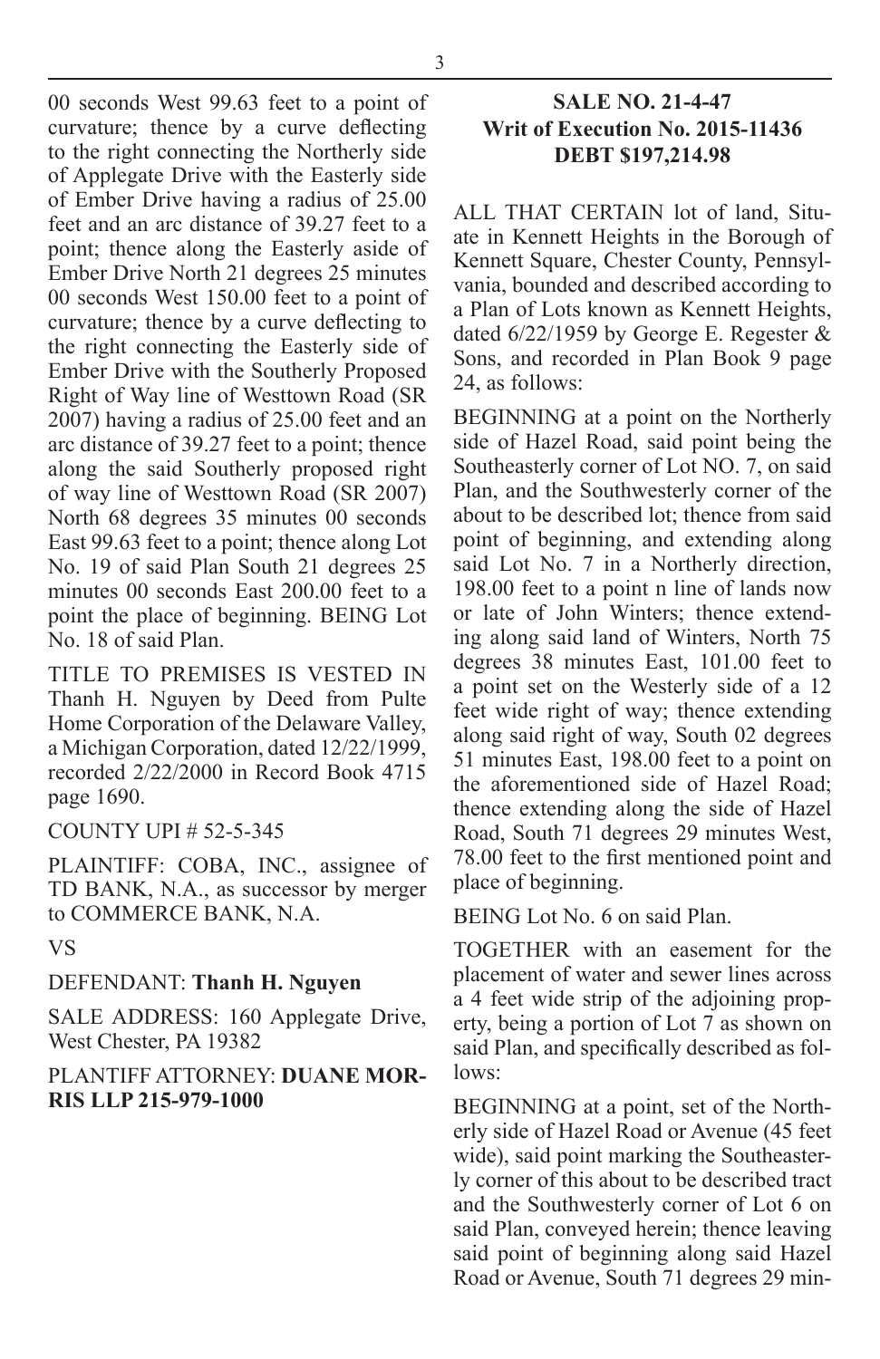00 seconds West 99.63 feet to a point of curvature; thence by a curve deflecting to the right connecting the Northerly side of Applegate Drive with the Easterly side of Ember Drive having a radius of 25.00 feet and an arc distance of 39.27 feet to a point; thence along the Easterly aside of Ember Drive North 21 degrees 25 minutes 00 seconds West 150.00 feet to a point of curvature; thence by a curve deflecting to the right connecting the Easterly side of Ember Drive with the Southerly Proposed Right of Way line of Westtown Road (SR 2007) having a radius of 25.00 feet and an arc distance of 39.27 feet to a point; thence along the said Southerly proposed right of way line of Westtown Road (SR 2007) North 68 degrees 35 minutes 00 seconds East 99.63 feet to a point; thence along Lot No. 19 of said Plan South 21 degrees 25 minutes 00 seconds East 200.00 feet to a point the place of beginning. BEING Lot No. 18 of said Plan.

TITLE TO PREMISES IS VESTED IN Thanh H. Nguyen by Deed from Pulte Home Corporation of the Delaware Valley, a Michigan Corporation, dated 12/22/1999, recorded 2/22/2000 in Record Book 4715 page 1690.

COUNTY UPI # 52-5-345

PLAINTIFF: COBA, INC., assignee of TD BANK, N.A., as successor by merger to COMMERCE BANK, N.A.

VS

DEFENDANT: **Thanh H. Nguyen**

SALE ADDRESS: 160 Applegate Drive, West Chester, PA 19382

PLANTIFF ATTORNEY: **DUANE MORRIS LLP 215-979-1000**

## SALE NO. 21-4-47
## Writ of Execution No. 2015-11436
## DEBT $197,214.98

ALL THAT CERTAIN lot of land, Situate in Kennett Heights in the Borough of Kennett Square, Chester County, Pennsylvania, bounded and described according to a Plan of Lots known as Kennett Heights, dated 6/22/1959 by George E. Regester & Sons, and recorded in Plan Book 9 page 24, as follows:

BEGINNING at a point on the Northerly side of Hazel Road, said point being the Southeasterly corner of Lot NO. 7, on said Plan, and the Southwesterly corner of the about to be described lot; thence from said point of beginning, and extending along said Lot No. 7 in a Northerly direction, 198.00 feet to a point n line of lands now or late of John Winters; thence extending along said land of Winters, North 75 degrees 38 minutes East, 101.00 feet to a point set on the Westerly side of a 12 feet wide right of way; thence extending along said right of way, South 02 degrees 51 minutes East, 198.00 feet to a point on the aforementioned side of Hazel Road; thence extending along the side of Hazel Road, South 71 degrees 29 minutes West, 78.00 feet to the first mentioned point and place of beginning.

BEING Lot No. 6 on said Plan.

TOGETHER with an easement for the placement of water and sewer lines across a 4 feet wide strip of the adjoining property, being a portion of Lot 7 as shown on said Plan, and specifically described as follows:

BEGINNING at a point, set of the Northerly side of Hazel Road or Avenue (45 feet wide), said point marking the Southeasterly corner of this about to be described tract and the Southwesterly corner of Lot 6 on said Plan, conveyed herein; thence leaving said point of beginning along said Hazel Road or Avenue, South 71 degrees 29 min-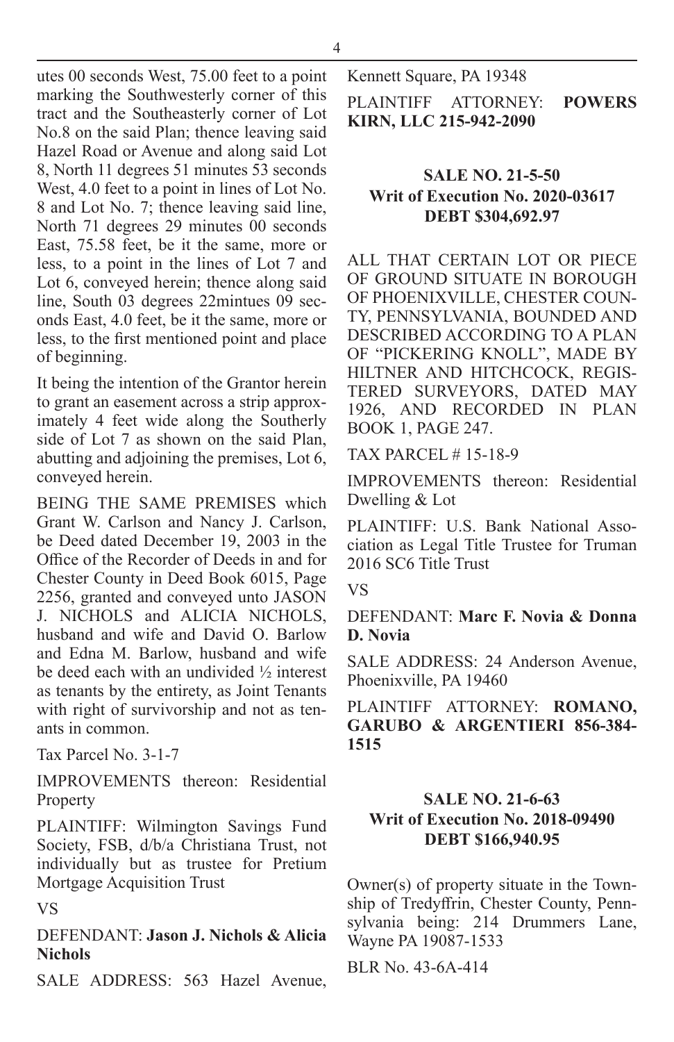utes 00 seconds West, 75.00 feet to a point marking the Southwesterly corner of this tract and the Southeasterly corner of Lot No.8 on the said Plan; thence leaving said Hazel Road or Avenue and along said Lot 8, North 11 degrees 51 minutes 53 seconds West, 4.0 feet to a point in lines of Lot No. 8 and Lot No. 7; thence leaving said line, North 71 degrees 29 minutes 00 seconds East, 75.58 feet, be it the same, more or less, to a point in the lines of Lot 7 and Lot 6, conveyed herein; thence along said line, South 03 degrees 22mintues 09 seconds East, 4.0 feet, be it the same, more or less, to the first mentioned point and place of beginning.

It being the intention of the Grantor herein to grant an easement across a strip approximately 4 feet wide along the Southerly side of Lot 7 as shown on the said Plan, abutting and adjoining the premises, Lot 6, conveyed herein.

BEING THE SAME PREMISES which Grant W. Carlson and Nancy J. Carlson, be Deed dated December 19, 2003 in the Office of the Recorder of Deeds in and for Chester County in Deed Book 6015, Page 2256, granted and conveyed unto JASON J. NICHOLS and ALICIA NICHOLS, husband and wife and David O. Barlow and Edna M. Barlow, husband and wife be deed each with an undivided ½ interest as tenants by the entirety, as Joint Tenants with right of survivorship and not as tenants in common.

Tax Parcel No. 3-1-7

IMPROVEMENTS thereon: Residential Property

PLAINTIFF: Wilmington Savings Fund Society, FSB, d/b/a Christiana Trust, not individually but as trustee for Pretium Mortgage Acquisition Trust

VS

DEFENDANT: **Jason J. Nichols & Alicia Nichols**

SALE ADDRESS: 563 Hazel Avenue, Kennett Square, PA 19348

PLAINTIFF ATTORNEY: **POWERS KIRN, LLC 215-942-2090**

### SALE NO. 21-5-50
### Writ of Execution No. 2020-03617
### DEBT $304,692.97

ALL THAT CERTAIN LOT OR PIECE OF GROUND SITUATE IN BOROUGH OF PHOENIXVILLE, CHESTER COUNTY, PENNSYLVANIA, BOUNDED AND DESCRIBED ACCORDING TO A PLAN OF "PICKERING KNOLL", MADE BY HILTNER AND HITCHCOCK, REGISTERED SURVEYORS, DATED MAY 1926, AND RECORDED IN PLAN BOOK 1, PAGE 247.

TAX PARCEL # 15-18-9

IMPROVEMENTS thereon: Residential Dwelling & Lot

PLAINTIFF: U.S. Bank National Association as Legal Title Trustee for Truman 2016 SC6 Title Trust

VS

DEFENDANT: **Marc F. Novia & Donna D. Novia**

SALE ADDRESS: 24 Anderson Avenue, Phoenixville, PA 19460

PLAINTIFF ATTORNEY: **ROMANO, GARUBO & ARGENTIERI 856-384-1515**

### SALE NO. 21-6-63
### Writ of Execution No. 2018-09490
### DEBT $166,940.95

Owner(s) of property situate in the Township of Tredyffrin, Chester County, Pennsylvania being: 214 Drummers Lane, Wayne PA 19087-1533

BLR No. 43-6A-414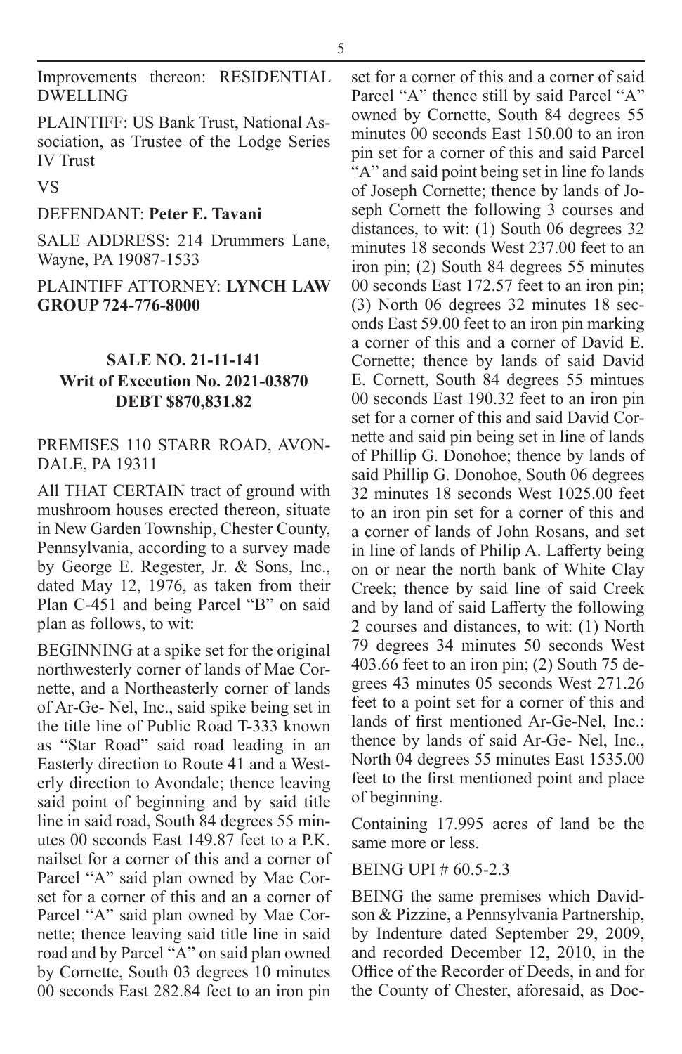Improvements thereon: RESIDENTIAL DWELLING

PLAINTIFF: US Bank Trust, National Association, as Trustee of the Lodge Series IV Trust

VS

DEFENDANT: **Peter E. Tavani**

SALE ADDRESS: 214 Drummers Lane, Wayne, PA 19087-1533

PLAINTIFF ATTORNEY: **LYNCH LAW GROUP 724-776-8000**

**SALE NO. 21-11-141**
**Writ of Execution No. 2021-03870**
**DEBT $870,831.82**

PREMISES 110 STARR ROAD, AVONDALE, PA 19311

All THAT CERTAIN tract of ground with mushroom houses erected thereon, situate in New Garden Township, Chester County, Pennsylvania, according to a survey made by George E. Regester, Jr. & Sons, Inc., dated May 12, 1976, as taken from their Plan C-451 and being Parcel "B" on said plan as follows, to wit:

BEGINNING at a spike set for the original northwesterly corner of lands of Mae Cornette, and a Northeasterly corner of lands of Ar-Ge- Nel, Inc., said spike being set in the title line of Public Road T-333 known as "Star Road" said road leading in an Easterly direction to Route 41 and a Westerly direction to Avondale; thence leaving said point of beginning and by said title line in said road, South 84 degrees 55 minutes 00 seconds East 149.87 feet to a P.K. nailset for a corner of this and a corner of Parcel "A" said plan owned by Mae Corset for a corner of this and an a corner of Parcel "A" said plan owned by Mae Cornette; thence leaving said title line in said road and by Parcel "A" on said plan owned by Cornette, South 03 degrees 10 minutes 00 seconds East 282.84 feet to an iron pin set for a corner of this and a corner of said Parcel "A" thence still by said Parcel "A" owned by Cornette, South 84 degrees 55 minutes 00 seconds East 150.00 to an iron pin set for a corner of this and said Parcel "A" and said point being set in line fo lands of Joseph Cornette; thence by lands of Joseph Cornett the following 3 courses and distances, to wit: (1) South 06 degrees 32 minutes 18 seconds West 237.00 feet to an iron pin; (2) South 84 degrees 55 minutes 00 seconds East 172.57 feet to an iron pin; (3) North 06 degrees 32 minutes 18 seconds East 59.00 feet to an iron pin marking a corner of this and a corner of David E. Cornette; thence by lands of said David E. Cornett, South 84 degrees 55 mintues 00 seconds East 190.32 feet to an iron pin set for a corner of this and said David Cornette and said pin being set in line of lands of Phillip G. Donohoe; thence by lands of said Phillip G. Donohoe, South 06 degrees 32 minutes 18 seconds West 1025.00 feet to an iron pin set for a corner of this and a corner of lands of John Rosans, and set in line of lands of Philip A. Lafferty being on or near the north bank of White Clay Creek; thence by said line of said Creek and by land of said Lafferty the following 2 courses and distances, to wit: (1) North 79 degrees 34 minutes 50 seconds West 403.66 feet to an iron pin; (2) South 75 degrees 43 minutes 05 seconds West 271.26 feet to a point set for a corner of this and lands of first mentioned Ar-Ge-Nel, Inc.: thence by lands of said Ar-Ge- Nel, Inc., North 04 degrees 55 minutes East 1535.00 feet to the first mentioned point and place of beginning.

Containing 17.995 acres of land be the same more or less.

BEING UPI # 60.5-2.3

BEING the same premises which Davidson & Pizzine, a Pennsylvania Partnership, by Indenture dated September 29, 2009, and recorded December 12, 2010, in the Office of the Recorder of Deeds, in and for the County of Chester, aforesaid, as Doc-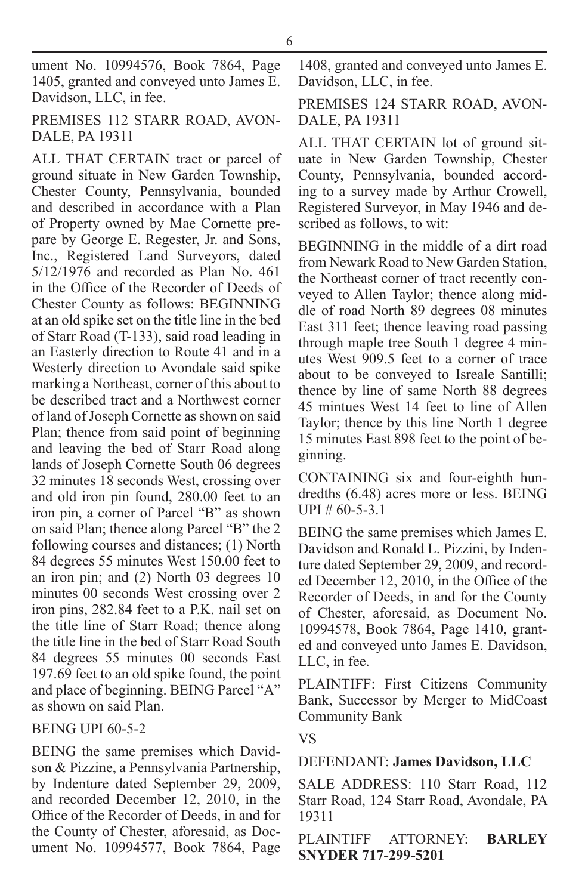ument No. 10994576, Book 7864, Page 1405, granted and conveyed unto James E. Davidson, LLC, in fee.

PREMISES 112 STARR ROAD, AVONDALE, PA 19311

ALL THAT CERTAIN tract or parcel of ground situate in New Garden Township, Chester County, Pennsylvania, bounded and described in accordance with a Plan of Property owned by Mae Cornette prepare by George E. Regester, Jr. and Sons, Inc., Registered Land Surveyors, dated 5/12/1976 and recorded as Plan No. 461 in the Office of the Recorder of Deeds of Chester County as follows: BEGINNING at an old spike set on the title line in the bed of Starr Road (T-133), said road leading in an Easterly direction to Route 41 and in a Westerly direction to Avondale said spike marking a Northeast, corner of this about to be described tract and a Northwest corner of land of Joseph Cornette as shown on said Plan; thence from said point of beginning and leaving the bed of Starr Road along lands of Joseph Cornette South 06 degrees 32 minutes 18 seconds West, crossing over and old iron pin found, 280.00 feet to an iron pin, a corner of Parcel "B" as shown on said Plan; thence along Parcel "B" the 2 following courses and distances; (1) North 84 degrees 55 minutes West 150.00 feet to an iron pin; and (2) North 03 degrees 10 minutes 00 seconds West crossing over 2 iron pins, 282.84 feet to a P.K. nail set on the title line of Starr Road; thence along the title line in the bed of Starr Road South 84 degrees 55 minutes 00 seconds East 197.69 feet to an old spike found, the point and place of beginning. BEING Parcel "A" as shown on said Plan.

BEING UPI 60-5-2

BEING the same premises which Davidson & Pizzine, a Pennsylvania Partnership, by Indenture dated September 29, 2009, and recorded December 12, 2010, in the Office of the Recorder of Deeds, in and for the County of Chester, aforesaid, as Document No. 10994577, Book 7864, Page 1408, granted and conveyed unto James E. Davidson, LLC, in fee.

PREMISES 124 STARR ROAD, AVONDALE, PA 19311

ALL THAT CERTAIN lot of ground situate in New Garden Township, Chester County, Pennsylvania, bounded according to a survey made by Arthur Crowell, Registered Surveyor, in May 1946 and described as follows, to wit:

BEGINNING in the middle of a dirt road from Newark Road to New Garden Station, the Northeast corner of tract recently conveyed to Allen Taylor; thence along middle of road North 89 degrees 08 minutes East 311 feet; thence leaving road passing through maple tree South 1 degree 4 minutes West 909.5 feet to a corner of trace about to be conveyed to Isreale Santilli; thence by line of same North 88 degrees 45 mintues West 14 feet to line of Allen Taylor; thence by this line North 1 degree 15 minutes East 898 feet to the point of beginning.

CONTAINING six and four-eighth hundredths (6.48) acres more or less. BEING UPI # 60-5-3.1

BEING the same premises which James E. Davidson and Ronald L. Pizzini, by Indenture dated September 29, 2009, and recorded December 12, 2010, in the Office of the Recorder of Deeds, in and for the County of Chester, aforesaid, as Document No. 10994578, Book 7864, Page 1410, granted and conveyed unto James E. Davidson, LLC, in fee.

PLAINTIFF: First Citizens Community Bank, Successor by Merger to MidCoast Community Bank

VS

DEFENDANT: **James Davidson, LLC**

SALE ADDRESS: 110 Starr Road, 112 Starr Road, 124 Starr Road, Avondale, PA 19311

PLAINTIFF ATTORNEY: **BARLEY SNYDER 717-299-5201**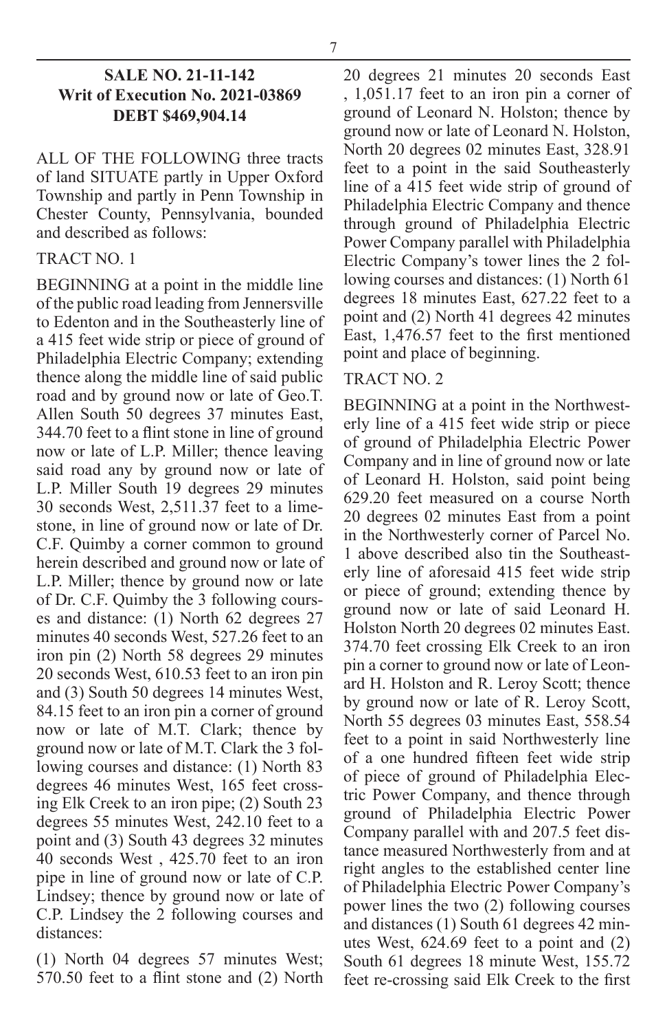**SALE NO. 21-11-142**
**Writ of Execution No. 2021-03869**
**DEBT $469,904.14**

ALL OF THE FOLLOWING three tracts of land SITUATE partly in Upper Oxford Township and partly in Penn Township in Chester County, Pennsylvania, bounded and described as follows:

TRACT NO. 1

BEGINNING at a point in the middle line of the public road leading from Jennersville to Edenton and in the Southeasterly line of a 415 feet wide strip or piece of ground of Philadelphia Electric Company; extending thence along the middle line of said public road and by ground now or late of Geo.T. Allen South 50 degrees 37 minutes East, 344.70 feet to a flint stone in line of ground now or late of L.P. Miller; thence leaving said road any by ground now or late of L.P. Miller South 19 degrees 29 minutes 30 seconds West, 2,511.37 feet to a limestone, in line of ground now or late of Dr. C.F. Quimby a corner common to ground herein described and ground now or late of L.P. Miller; thence by ground now or late of Dr. C.F. Quimby the 3 following courses and distance: (1) North 62 degrees 27 minutes 40 seconds West, 527.26 feet to an iron pin (2) North 58 degrees 29 minutes 20 seconds West, 610.53 feet to an iron pin and (3) South 50 degrees 14 minutes West, 84.15 feet to an iron pin a corner of ground now or late of M.T. Clark; thence by ground now or late of M.T. Clark the 3 following courses and distance: (1) North 83 degrees 46 minutes West, 165 feet crossing Elk Creek to an iron pipe; (2) South 23 degrees 55 minutes West, 242.10 feet to a point and (3) South 43 degrees 32 minutes 40 seconds West , 425.70 feet to an iron pipe in line of ground now or late of C.P. Lindsey; thence by ground now or late of C.P. Lindsey the 2 following courses and distances:

(1) North 04 degrees 57 minutes West; 570.50 feet to a flint stone and (2) North 20 degrees 21 minutes 20 seconds East , 1,051.17 feet to an iron pin a corner of ground of Leonard N. Holston; thence by ground now or late of Leonard N. Holston, North 20 degrees 02 minutes East, 328.91 feet to a point in the said Southeasterly line of a 415 feet wide strip of ground of Philadelphia Electric Company and thence through ground of Philadelphia Electric Power Company parallel with Philadelphia Electric Company's tower lines the 2 following courses and distances: (1) North 61 degrees 18 minutes East, 627.22 feet to a point and (2) North 41 degrees 42 minutes East, 1,476.57 feet to the first mentioned point and place of beginning.

TRACT NO. 2

BEGINNING at a point in the Northwesterly line of a 415 feet wide strip or piece of ground of Philadelphia Electric Power Company and in line of ground now or late of Leonard H. Holston, said point being 629.20 feet measured on a course North 20 degrees 02 minutes East from a point in the Northwesterly corner of Parcel No. 1 above described also tin the Southeasterly line of aforesaid 415 feet wide strip or piece of ground; extending thence by ground now or late of said Leonard H. Holston North 20 degrees 02 minutes East. 374.70 feet crossing Elk Creek to an iron pin a corner to ground now or late of Leonard H. Holston and R. Leroy Scott; thence by ground now or late of R. Leroy Scott, North 55 degrees 03 minutes East, 558.54 feet to a point in said Northwesterly line of a one hundred fifteen feet wide strip of piece of ground of Philadelphia Electric Power Company, and thence through ground of Philadelphia Electric Power Company parallel with and 207.5 feet distance measured Northwesterly from and at right angles to the established center line of Philadelphia Electric Power Company's power lines the two (2) following courses and distances (1) South 61 degrees 42 minutes West, 624.69 feet to a point and (2) South 61 degrees 18 minute West, 155.72 feet re-crossing said Elk Creek to the first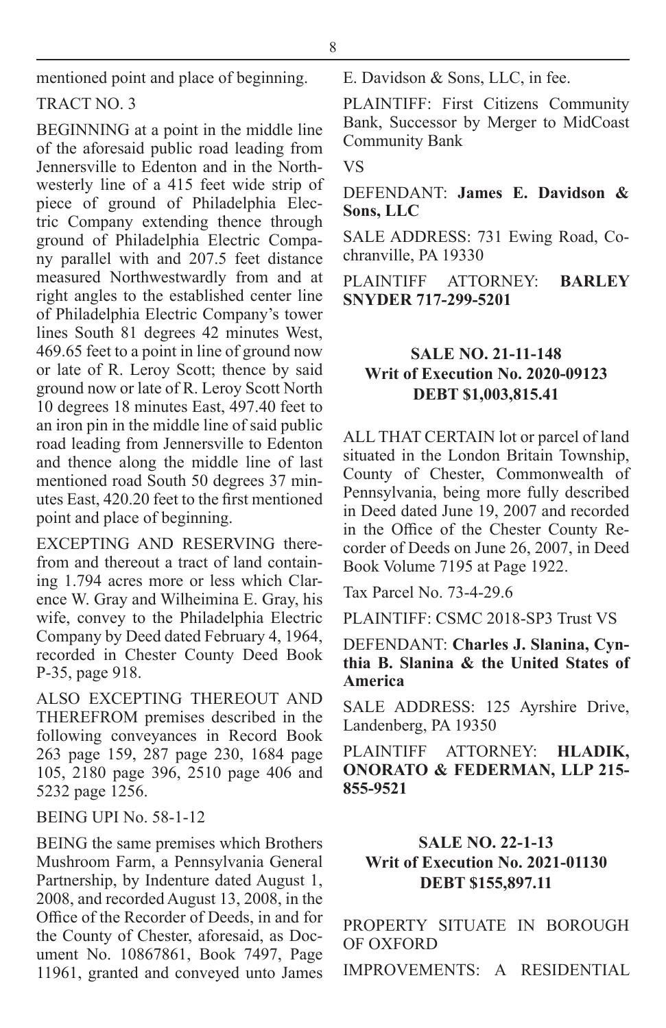mentioned point and place of beginning.

TRACT NO. 3

BEGINNING at a point in the middle line of the aforesaid public road leading from Jennersville to Edenton and in the Northwesterly line of a 415 feet wide strip of piece of ground of Philadelphia Electric Company extending thence through ground of Philadelphia Electric Company parallel with and 207.5 feet distance measured Northwestwardly from and at right angles to the established center line of Philadelphia Electric Company's tower lines South 81 degrees 42 minutes West, 469.65 feet to a point in line of ground now or late of R. Leroy Scott; thence by said ground now or late of R. Leroy Scott North 10 degrees 18 minutes East, 497.40 feet to an iron pin in the middle line of said public road leading from Jennersville to Edenton and thence along the middle line of last mentioned road South 50 degrees 37 minutes East, 420.20 feet to the first mentioned point and place of beginning.

EXCEPTING AND RESERVING therefrom and thereout a tract of land containing 1.794 acres more or less which Clarence W. Gray and Wilheimina E. Gray, his wife, convey to the Philadelphia Electric Company by Deed dated February 4, 1964, recorded in Chester County Deed Book P-35, page 918.

ALSO EXCEPTING THEREOUT AND THEREFROM premises described in the following conveyances in Record Book 263 page 159, 287 page 230, 1684 page 105, 2180 page 396, 2510 page 406 and 5232 page 1256.

BEING UPI No. 58-1-12

BEING the same premises which Brothers Mushroom Farm, a Pennsylvania General Partnership, by Indenture dated August 1, 2008, and recorded August 13, 2008, in the Office of the Recorder of Deeds, in and for the County of Chester, aforesaid, as Document No. 10867861, Book 7497, Page 11961, granted and conveyed unto James E. Davidson & Sons, LLC, in fee.

PLAINTIFF: First Citizens Community Bank, Successor by Merger to MidCoast Community Bank

VS

DEFENDANT: **James E. Davidson & Sons, LLC**

SALE ADDRESS: 731 Ewing Road, Cochranville, PA 19330

PLAINTIFF ATTORNEY: **BARLEY SNYDER 717-299-5201**

### SALE NO. 21-11-148
### Writ of Execution No. 2020-09123
### DEBT $1,003,815.41

ALL THAT CERTAIN lot or parcel of land situated in the London Britain Township, County of Chester, Commonwealth of Pennsylvania, being more fully described in Deed dated June 19, 2007 and recorded in the Office of the Chester County Recorder of Deeds on June 26, 2007, in Deed Book Volume 7195 at Page 1922.

Tax Parcel No. 73-4-29.6

PLAINTIFF: CSMC 2018-SP3 Trust VS

DEFENDANT: **Charles J. Slanina, Cynthia B. Slanina & the United States of America**

SALE ADDRESS: 125 Ayrshire Drive, Landenberg, PA 19350

PLAINTIFF ATTORNEY: **HLADIK, ONORATO & FEDERMAN, LLP 215-855-9521**

### SALE NO. 22-1-13
### Writ of Execution No. 2021-01130
### DEBT $155,897.11

PROPERTY SITUATE IN BOROUGH OF OXFORD

IMPROVEMENTS: A RESIDENTIAL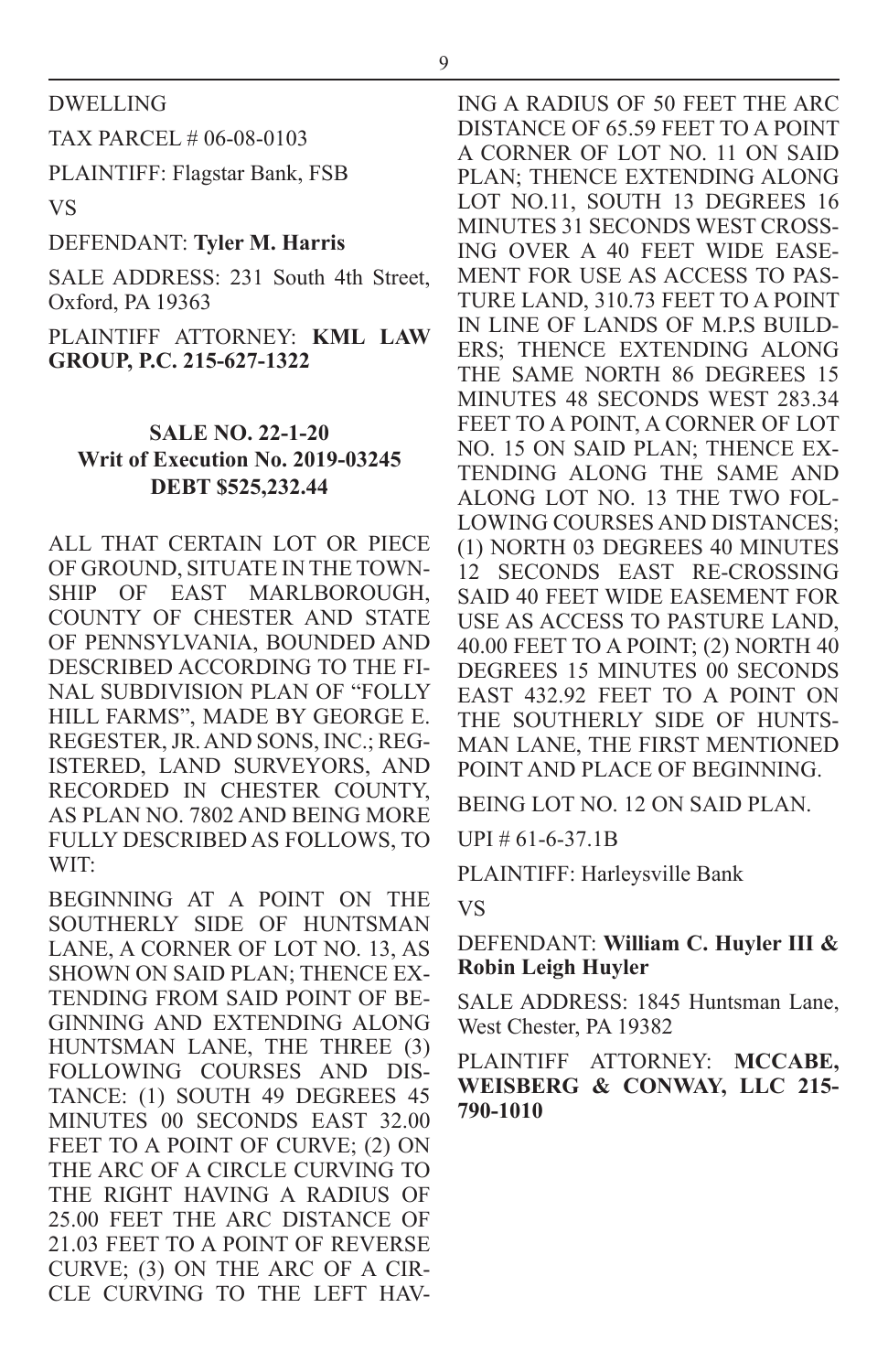DWELLING

TAX PARCEL # 06-08-0103

PLAINTIFF: Flagstar Bank, FSB

VS

DEFENDANT: **Tyler M. Harris**

SALE ADDRESS: 231 South 4th Street, Oxford, PA 19363

PLAINTIFF ATTORNEY: **KML LAW GROUP, P.C. 215-627-1322**

**SALE NO. 22-1-20**
**Writ of Execution No. 2019-03245**
**DEBT $525,232.44**

ALL THAT CERTAIN LOT OR PIECE OF GROUND, SITUATE IN THE TOWNSHIP OF EAST MARLBOROUGH, COUNTY OF CHESTER AND STATE OF PENNSYLVANIA, BOUNDED AND DESCRIBED ACCORDING TO THE FINAL SUBDIVISION PLAN OF "FOLLY HILL FARMS", MADE BY GEORGE E. REGESTER, JR. AND SONS, INC.; REGISTERED, LAND SURVEYORS, AND RECORDED IN CHESTER COUNTY, AS PLAN NO. 7802 AND BEING MORE FULLY DESCRIBED AS FOLLOWS, TO WIT:

BEGINNING AT A POINT ON THE SOUTHERLY SIDE OF HUNTSMAN LANE, A CORNER OF LOT NO. 13, AS SHOWN ON SAID PLAN; THENCE EXTENDING FROM SAID POINT OF BEGINNING AND EXTENDING ALONG HUNTSMAN LANE, THE THREE (3) FOLLOWING COURSES AND DISTANCE: (1) SOUTH 49 DEGREES 45 MINUTES 00 SECONDS EAST 32.00 FEET TO A POINT OF CURVE; (2) ON THE ARC OF A CIRCLE CURVING TO THE RIGHT HAVING A RADIUS OF 25.00 FEET THE ARC DISTANCE OF 21.03 FEET TO A POINT OF REVERSE CURVE; (3) ON THE ARC OF A CIRCLE CURVING TO THE LEFT HAVING A RADIUS OF 50 FEET THE ARC DISTANCE OF 65.59 FEET TO A POINT A CORNER OF LOT NO. 11 ON SAID PLAN; THENCE EXTENDING ALONG LOT NO.11, SOUTH 13 DEGREES 16 MINUTES 31 SECONDS WEST CROSSING OVER A 40 FEET WIDE EASEMENT FOR USE AS ACCESS TO PASTURE LAND, 310.73 FEET TO A POINT IN LINE OF LANDS OF M.P.S BUILDERS; THENCE EXTENDING ALONG THE SAME NORTH 86 DEGREES 15 MINUTES 48 SECONDS WEST 283.34 FEET TO A POINT, A CORNER OF LOT NO. 15 ON SAID PLAN; THENCE EXTENDING ALONG THE SAME AND ALONG LOT NO. 13 THE TWO FOLLOWING COURSES AND DISTANCES; (1) NORTH 03 DEGREES 40 MINUTES 12 SECONDS EAST RE-CROSSING SAID 40 FEET WIDE EASEMENT FOR USE AS ACCESS TO PASTURE LAND, 40.00 FEET TO A POINT; (2) NORTH 40 DEGREES 15 MINUTES 00 SECONDS EAST 432.92 FEET TO A POINT ON THE SOUTHERLY SIDE OF HUNTSMAN LANE, THE FIRST MENTIONED POINT AND PLACE OF BEGINNING.

BEING LOT NO. 12 ON SAID PLAN.

UPI # 61-6-37.1B

PLAINTIFF: Harleysville Bank

VS

DEFENDANT: **William C. Huyler III & Robin Leigh Huyler**

SALE ADDRESS: 1845 Huntsman Lane, West Chester, PA 19382

PLAINTIFF ATTORNEY: **MCCABE, WEISBERG & CONWAY, LLC 215-790-1010**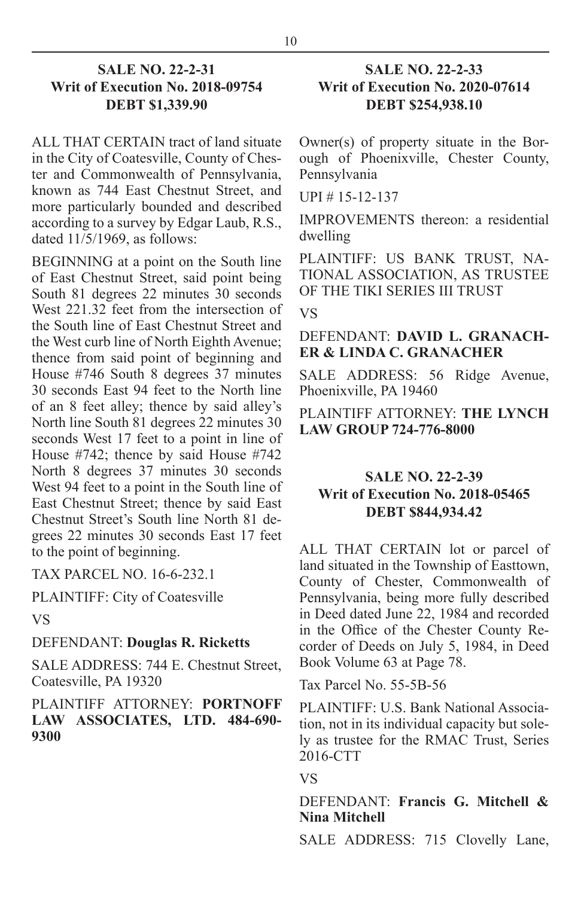### SALE NO. 22-2-31
### Writ of Execution No. 2018-09754
### DEBT $1,339.90

ALL THAT CERTAIN tract of land situate in the City of Coatesville, County of Chester and Commonwealth of Pennsylvania, known as 744 East Chestnut Street, and more particularly bounded and described according to a survey by Edgar Laub, R.S., dated 11/5/1969, as follows:

BEGINNING at a point on the South line of East Chestnut Street, said point being South 81 degrees 22 minutes 30 seconds West 221.32 feet from the intersection of the South line of East Chestnut Street and the West curb line of North Eighth Avenue; thence from said point of beginning and House #746 South 8 degrees 37 minutes 30 seconds East 94 feet to the North line of an 8 feet alley; thence by said alley's North line South 81 degrees 22 minutes 30 seconds West 17 feet to a point in line of House #742; thence by said House #742 North 8 degrees 37 minutes 30 seconds West 94 feet to a point in the South line of East Chestnut Street; thence by said East Chestnut Street's South line North 81 degrees 22 minutes 30 seconds East 17 feet to the point of beginning.

TAX PARCEL NO. 16-6-232.1

PLAINTIFF: City of Coatesville

VS

DEFENDANT: **Douglas R. Ricketts**

SALE ADDRESS: 744 E. Chestnut Street, Coatesville, PA 19320

PLAINTIFF ATTORNEY: **PORTNOFF LAW ASSOCIATES, LTD. 484-690-9300**

### SALE NO. 22-2-33
### Writ of Execution No. 2020-07614
### DEBT $254,938.10

Owner(s) of property situate in the Borough of Phoenixville, Chester County, Pennsylvania

UPI # 15-12-137

IMPROVEMENTS thereon: a residential dwelling

PLAINTIFF: US BANK TRUST, NATIONAL ASSOCIATION, AS TRUSTEE OF THE TIKI SERIES III TRUST

VS

DEFENDANT: **DAVID L. GRANACHER & LINDA C. GRANACHER**

SALE ADDRESS: 56 Ridge Avenue, Phoenixville, PA 19460

PLAINTIFF ATTORNEY: **THE LYNCH LAW GROUP 724-776-8000**

### SALE NO. 22-2-39
### Writ of Execution No. 2018-05465
### DEBT $844,934.42

ALL THAT CERTAIN lot or parcel of land situated in the Township of Easttown, County of Chester, Commonwealth of Pennsylvania, being more fully described in Deed dated June 22, 1984 and recorded in the Office of the Chester County Recorder of Deeds on July 5, 1984, in Deed Book Volume 63 at Page 78.

Tax Parcel No. 55-5B-56

PLAINTIFF: U.S. Bank National Association, not in its individual capacity but solely as trustee for the RMAC Trust, Series 2016-CTT

VS

DEFENDANT: **Francis G. Mitchell & Nina Mitchell**

SALE ADDRESS: 715 Clovelly Lane,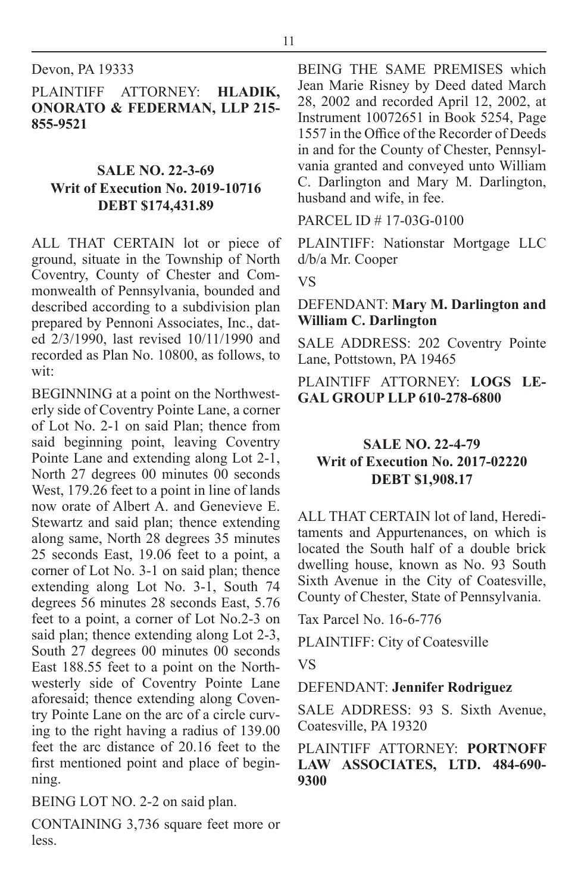Devon, PA 19333

PLAINTIFF ATTORNEY: **HLADIK, ONORATO & FEDERMAN, LLP 215-855-9521**

### SALE NO. 22-3-69
### Writ of Execution No. 2019-10716
### DEBT $174,431.89

ALL THAT CERTAIN lot or piece of ground, situate in the Township of North Coventry, County of Chester and Commonwealth of Pennsylvania, bounded and described according to a subdivision plan prepared by Pennoni Associates, Inc., dated 2/3/1990, last revised 10/11/1990 and recorded as Plan No. 10800, as follows, to wit:

BEGINNING at a point on the Northwesterly side of Coventry Pointe Lane, a corner of Lot No. 2-1 on said Plan; thence from said beginning point, leaving Coventry Pointe Lane and extending along Lot 2-1, North 27 degrees 00 minutes 00 seconds West, 179.26 feet to a point in line of lands now orate of Albert A. and Genevieve E. Stewartz and said plan; thence extending along same, North 28 degrees 35 minutes 25 seconds East, 19.06 feet to a point, a corner of Lot No. 3-1 on said plan; thence extending along Lot No. 3-1, South 74 degrees 56 minutes 28 seconds East, 5.76 feet to a point, a corner of Lot No.2-3 on said plan; thence extending along Lot 2-3, South 27 degrees 00 minutes 00 seconds East 188.55 feet to a point on the Northwesterly side of Coventry Pointe Lane aforesaid; thence extending along Coventry Pointe Lane on the arc of a circle curving to the right having a radius of 139.00 feet the arc distance of 20.16 feet to the first mentioned point and place of beginning.

BEING LOT NO. 2-2 on said plan.

CONTAINING 3,736 square feet more or less.

BEING THE SAME PREMISES which Jean Marie Risney by Deed dated March 28, 2002 and recorded April 12, 2002, at Instrument 10072651 in Book 5254, Page 1557 in the Office of the Recorder of Deeds in and for the County of Chester, Pennsylvania granted and conveyed unto William C. Darlington and Mary M. Darlington, husband and wife, in fee.

PARCEL ID # 17-03G-0100

PLAINTIFF: Nationstar Mortgage LLC d/b/a Mr. Cooper

VS

DEFENDANT: **Mary M. Darlington and William C. Darlington**

SALE ADDRESS: 202 Coventry Pointe Lane, Pottstown, PA 19465

PLAINTIFF ATTORNEY: **LOGS LEGAL GROUP LLP 610-278-6800**

### SALE NO. 22-4-79
### Writ of Execution No. 2017-02220
### DEBT $1,908.17

ALL THAT CERTAIN lot of land, Hereditaments and Appurtenances, on which is located the South half of a double brick dwelling house, known as No. 93 South Sixth Avenue in the City of Coatesville, County of Chester, State of Pennsylvania.

Tax Parcel No. 16-6-776

PLAINTIFF: City of Coatesville

VS

DEFENDANT: **Jennifer Rodriguez**

SALE ADDRESS: 93 S. Sixth Avenue, Coatesville, PA 19320

PLAINTIFF ATTORNEY: **PORTNOFF LAW ASSOCIATES, LTD. 484-690-9300**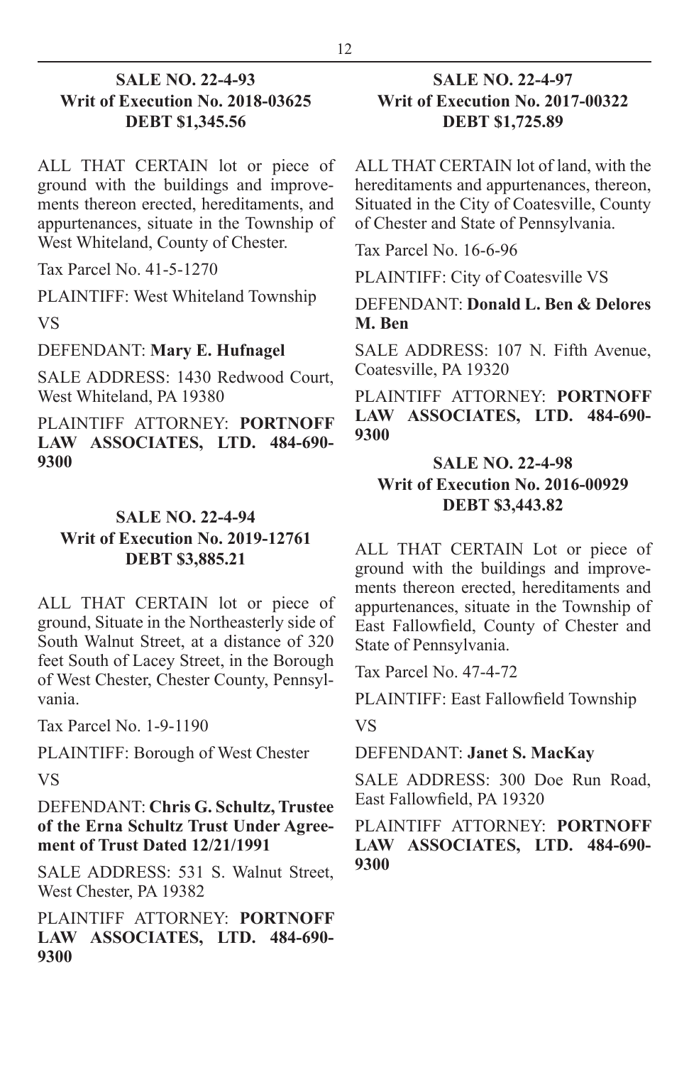### SALE NO. 22-4-93
### Writ of Execution No. 2018-03625
### DEBT $1,345.56

ALL THAT CERTAIN lot or piece of ground with the buildings and improvements thereon erected, hereditaments, and appurtenances, situate in the Township of West Whiteland, County of Chester.

Tax Parcel No. 41-5-1270

PLAINTIFF: West Whiteland Township

VS

DEFENDANT: **Mary E. Hufnagel**

SALE ADDRESS: 1430 Redwood Court, West Whiteland, PA 19380

PLAINTIFF ATTORNEY: **PORTNOFF LAW ASSOCIATES, LTD. 484-690-9300**

### SALE NO. 22-4-94
### Writ of Execution No. 2019-12761
### DEBT $3,885.21

ALL THAT CERTAIN lot or piece of ground, Situate in the Northeasterly side of South Walnut Street, at a distance of 320 feet South of Lacey Street, in the Borough of West Chester, Chester County, Pennsylvania.

Tax Parcel No. 1-9-1190

PLAINTIFF: Borough of West Chester

VS

DEFENDANT: **Chris G. Schultz, Trustee of the Erna Schultz Trust Under Agreement of Trust Dated 12/21/1991**

SALE ADDRESS: 531 S. Walnut Street, West Chester, PA 19382

PLAINTIFF ATTORNEY: **PORTNOFF LAW ASSOCIATES, LTD. 484-690-9300**

### SALE NO. 22-4-97
### Writ of Execution No. 2017-00322
### DEBT $1,725.89

ALL THAT CERTAIN lot of land, with the hereditaments and appurtenances, thereon, Situated in the City of Coatesville, County of Chester and State of Pennsylvania.

Tax Parcel No. 16-6-96

PLAINTIFF: City of Coatesville VS

DEFENDANT: **Donald L. Ben & Delores M. Ben**

SALE ADDRESS: 107 N. Fifth Avenue, Coatesville, PA 19320

PLAINTIFF ATTORNEY: **PORTNOFF LAW ASSOCIATES, LTD. 484-690-9300**

### SALE NO. 22-4-98
### Writ of Execution No. 2016-00929
### DEBT $3,443.82

ALL THAT CERTAIN Lot or piece of ground with the buildings and improvements thereon erected, hereditaments and appurtenances, situate in the Township of East Fallowfield, County of Chester and State of Pennsylvania.

Tax Parcel No. 47-4-72

PLAINTIFF: East Fallowfield Township

VS

DEFENDANT: **Janet S. MacKay**

SALE ADDRESS: 300 Doe Run Road, East Fallowfield, PA 19320

PLAINTIFF ATTORNEY: **PORTNOFF LAW ASSOCIATES, LTD. 484-690-9300**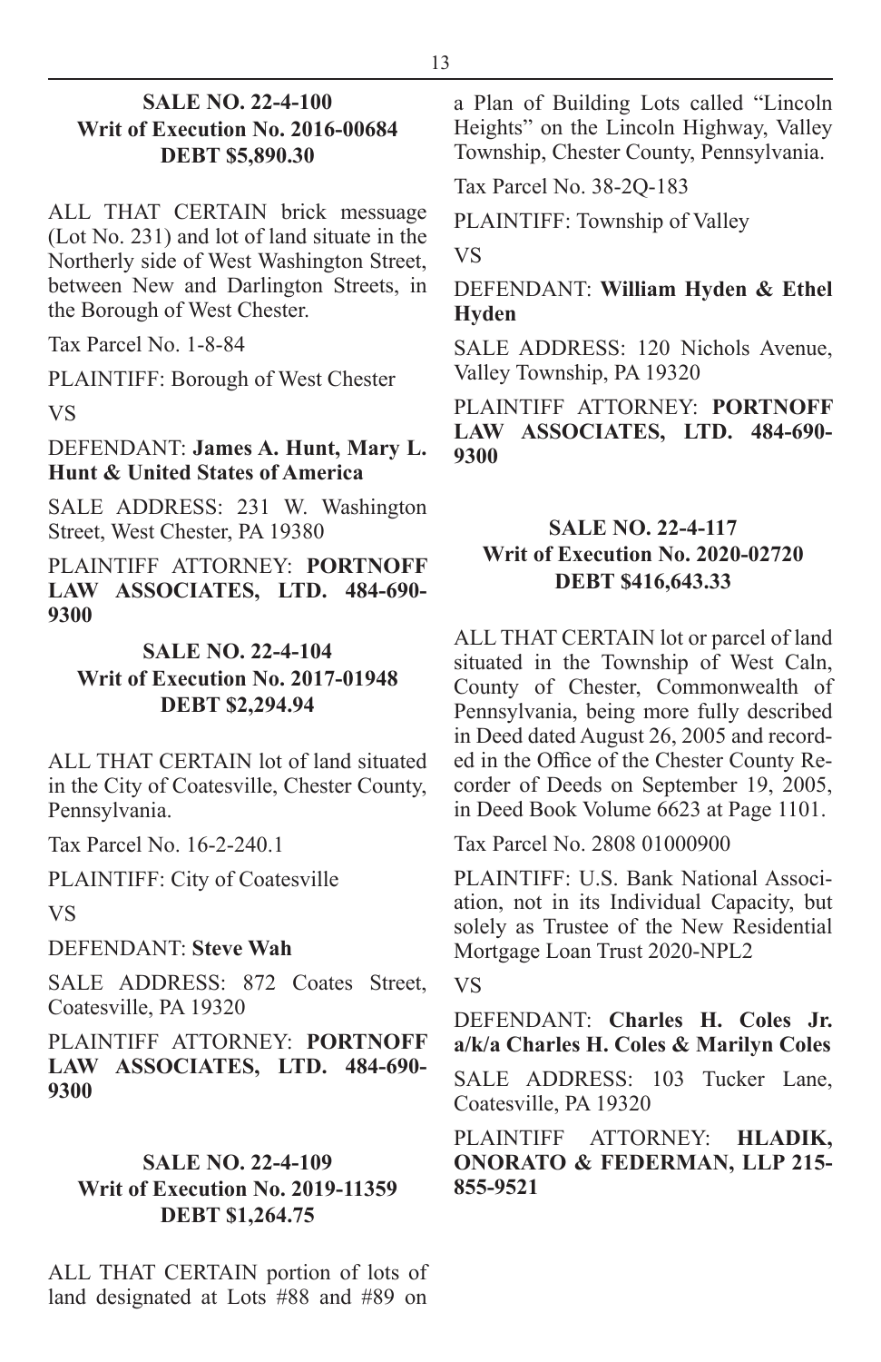### SALE NO. 22-4-100
### Writ of Execution No. 2016-00684
### DEBT $5,890.30

ALL THAT CERTAIN brick messuage (Lot No. 231) and lot of land situate in the Northerly side of West Washington Street, between New and Darlington Streets, in the Borough of West Chester.

Tax Parcel No. 1-8-84

PLAINTIFF: Borough of West Chester

VS

DEFENDANT: **James A. Hunt, Mary L. Hunt & United States of America**

SALE ADDRESS: 231 W. Washington Street, West Chester, PA 19380

PLAINTIFF ATTORNEY: **PORTNOFF LAW ASSOCIATES, LTD. 484-690-9300**

### SALE NO. 22-4-104
### Writ of Execution No. 2017-01948
### DEBT $2,294.94

ALL THAT CERTAIN lot of land situated in the City of Coatesville, Chester County, Pennsylvania.

Tax Parcel No. 16-2-240.1

PLAINTIFF: City of Coatesville

VS

DEFENDANT: **Steve Wah**

SALE ADDRESS: 872 Coates Street, Coatesville, PA 19320

PLAINTIFF ATTORNEY: **PORTNOFF LAW ASSOCIATES, LTD. 484-690-9300**

### SALE NO. 22-4-109
### Writ of Execution No. 2019-11359
### DEBT $1,264.75

ALL THAT CERTAIN portion of lots of land designated at Lots #88 and #89 on a Plan of Building Lots called "Lincoln Heights" on the Lincoln Highway, Valley Township, Chester County, Pennsylvania.

Tax Parcel No. 38-2Q-183

PLAINTIFF: Township of Valley

VS

DEFENDANT: **William Hyden & Ethel Hyden**

SALE ADDRESS: 120 Nichols Avenue, Valley Township, PA 19320

PLAINTIFF ATTORNEY: **PORTNOFF LAW ASSOCIATES, LTD. 484-690-9300**

### SALE NO. 22-4-117
### Writ of Execution No. 2020-02720
### DEBT $416,643.33

ALL THAT CERTAIN lot or parcel of land situated in the Township of West Caln, County of Chester, Commonwealth of Pennsylvania, being more fully described in Deed dated August 26, 2005 and recorded in the Office of the Chester County Recorder of Deeds on September 19, 2005, in Deed Book Volume 6623 at Page 1101.

Tax Parcel No. 2808 01000900

PLAINTIFF: U.S. Bank National Association, not in its Individual Capacity, but solely as Trustee of the New Residential Mortgage Loan Trust 2020-NPL2

VS

DEFENDANT: **Charles H. Coles Jr. a/k/a Charles H. Coles & Marilyn Coles**

SALE ADDRESS: 103 Tucker Lane, Coatesville, PA 19320

PLAINTIFF ATTORNEY: **HLADIK, ONORATO & FEDERMAN, LLP 215-855-9521**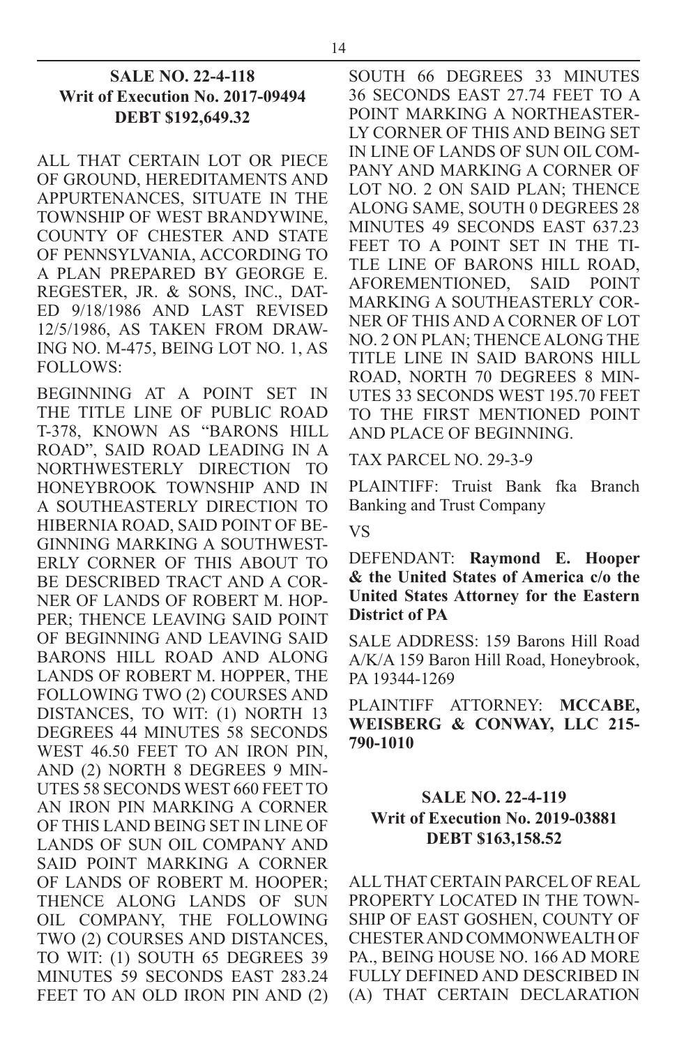**SALE NO. 22-4-118**
**Writ of Execution No. 2017-09494**
**DEBT $192,649.32**

ALL THAT CERTAIN LOT OR PIECE OF GROUND, HEREDITAMENTS AND APPURTENANCES, SITUATE IN THE TOWNSHIP OF WEST BRANDYWINE, COUNTY OF CHESTER AND STATE OF PENNSYLVANIA, ACCORDING TO A PLAN PREPARED BY GEORGE E. REGESTER, JR. & SONS, INC., DATED 9/18/1986 AND LAST REVISED 12/5/1986, AS TAKEN FROM DRAWING NO. M-475, BEING LOT NO. 1, AS FOLLOWS:

BEGINNING AT A POINT SET IN THE TITLE LINE OF PUBLIC ROAD T-378, KNOWN AS "BARONS HILL ROAD", SAID ROAD LEADING IN A NORTHWESTERLY DIRECTION TO HONEYBROOK TOWNSHIP AND IN A SOUTHEASTERLY DIRECTION TO HIBERNIA ROAD, SAID POINT OF BEGINNING MARKING A SOUTHWESTERLY CORNER OF THIS ABOUT TO BE DESCRIBED TRACT AND A CORNER OF LANDS OF ROBERT M. HOPPER; THENCE LEAVING SAID POINT OF BEGINNING AND LEAVING SAID BARONS HILL ROAD AND ALONG LANDS OF ROBERT M. HOPPER, THE FOLLOWING TWO (2) COURSES AND DISTANCES, TO WIT: (1) NORTH 13 DEGREES 44 MINUTES 58 SECONDS WEST 46.50 FEET TO AN IRON PIN, AND (2) NORTH 8 DEGREES 9 MINUTES 58 SECONDS WEST 660 FEET TO AN IRON PIN MARKING A CORNER OF THIS LAND BEING SET IN LINE OF LANDS OF SUN OIL COMPANY AND SAID POINT MARKING A CORNER OF LANDS OF ROBERT M. HOOPER; THENCE ALONG LANDS OF SUN OIL COMPANY, THE FOLLOWING TWO (2) COURSES AND DISTANCES, TO WIT: (1) SOUTH 65 DEGREES 39 MINUTES 59 SECONDS EAST 283.24 FEET TO AN OLD IRON PIN AND (2) SOUTH 66 DEGREES 33 MINUTES 36 SECONDS EAST 27.74 FEET TO A POINT MARKING A NORTHEASTERLY CORNER OF THIS AND BEING SET IN LINE OF LANDS OF SUN OIL COMPANY AND MARKING A CORNER OF LOT NO. 2 ON SAID PLAN; THENCE ALONG SAME, SOUTH 0 DEGREES 28 MINUTES 49 SECONDS EAST 637.23 FEET TO A POINT SET IN THE TITLE LINE OF BARONS HILL ROAD, AFOREMENTIONED, SAID POINT MARKING A SOUTHEASTERLY CORNER OF THIS AND A CORNER OF LOT NO. 2 ON PLAN; THENCE ALONG THE TITLE LINE IN SAID BARONS HILL ROAD, NORTH 70 DEGREES 8 MINUTES 33 SECONDS WEST 195.70 FEET TO THE FIRST MENTIONED POINT AND PLACE OF BEGINNING.

TAX PARCEL NO. 29-3-9

PLAINTIFF: Truist Bank fka Branch Banking and Trust Company

VS

DEFENDANT: **Raymond E. Hooper & the United States of America c/o the United States Attorney for the Eastern District of PA**

SALE ADDRESS: 159 Barons Hill Road A/K/A 159 Baron Hill Road, Honeybrook, PA 19344-1269

PLAINTIFF ATTORNEY: **MCCABE, WEISBERG & CONWAY, LLC 215-790-1010**

**SALE NO. 22-4-119**
**Writ of Execution No. 2019-03881**
**DEBT $163,158.52**

ALL THAT CERTAIN PARCEL OF REAL PROPERTY LOCATED IN THE TOWNSHIP OF EAST GOSHEN, COUNTY OF CHESTER AND COMMONWEALTH OF PA., BEING HOUSE NO. 166 AD MORE FULLY DEFINED AND DESCRIBED IN (A) THAT CERTAIN DECLARATION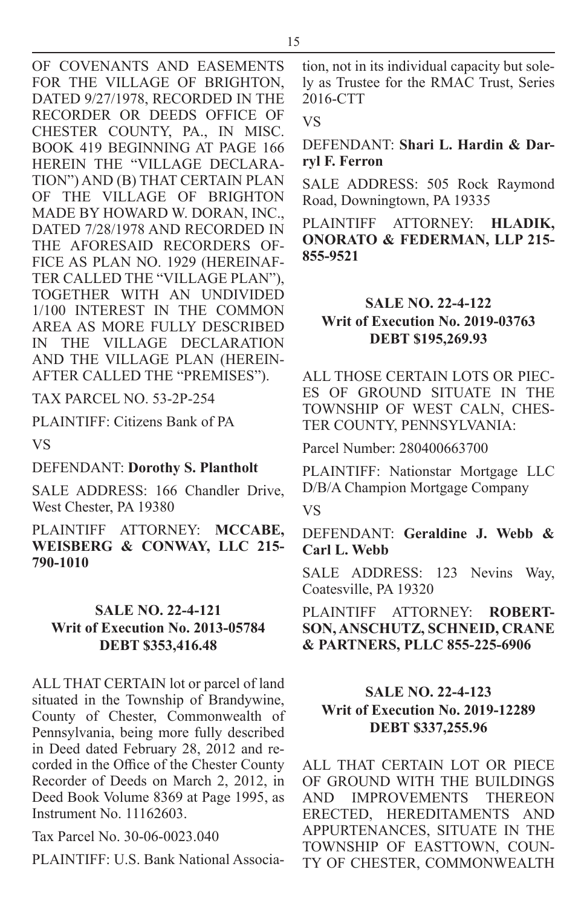OF COVENANTS AND EASEMENTS FOR THE VILLAGE OF BRIGHTON, DATED 9/27/1978, RECORDED IN THE RECORDER OR DEEDS OFFICE OF CHESTER COUNTY, PA., IN MISC. BOOK 419 BEGINNING AT PAGE 166 HEREIN THE "VILLAGE DECLARATION") AND (B) THAT CERTAIN PLAN OF THE VILLAGE OF BRIGHTON MADE BY HOWARD W. DORAN, INC., DATED 7/28/1978 AND RECORDED IN THE AFORESAID RECORDERS OFFICE AS PLAN NO. 1929 (HEREINAFTER CALLED THE "VILLAGE PLAN"), TOGETHER WITH AN UNDIVIDED 1/100 INTEREST IN THE COMMON AREA AS MORE FULLY DESCRIBED IN THE VILLAGE DECLARATION AND THE VILLAGE PLAN (HEREINAFTER CALLED THE "PREMISES").

TAX PARCEL NO. 53-2P-254

PLAINTIFF: Citizens Bank of PA

VS

DEFENDANT: **Dorothy S. Plantholt**

SALE ADDRESS: 166 Chandler Drive, West Chester, PA 19380

PLAINTIFF ATTORNEY: **MCCABE, WEISBERG & CONWAY, LLC 215-790-1010**

### SALE NO. 22-4-121
### Writ of Execution No. 2013-05784
### DEBT $353,416.48

ALL THAT CERTAIN lot or parcel of land situated in the Township of Brandywine, County of Chester, Commonwealth of Pennsylvania, being more fully described in Deed dated February 28, 2012 and recorded in the Office of the Chester County Recorder of Deeds on March 2, 2012, in Deed Book Volume 8369 at Page 1995, as Instrument No. 11162603.

Tax Parcel No. 30-06-0023.040

PLAINTIFF: U.S. Bank National Association, not in its individual capacity but solely as Trustee for the RMAC Trust, Series 2016-CTT

VS

DEFENDANT: **Shari L. Hardin & Darryl F. Ferron**

SALE ADDRESS: 505 Rock Raymond Road, Downingtown, PA 19335

PLAINTIFF ATTORNEY: **HLADIK, ONORATO & FEDERMAN, LLP 215-855-9521**

### SALE NO. 22-4-122
### Writ of Execution No. 2019-03763
### DEBT $195,269.93

ALL THOSE CERTAIN LOTS OR PIECES OF GROUND SITUATE IN THE TOWNSHIP OF WEST CALN, CHESTER COUNTY, PENNSYLVANIA:

Parcel Number: 280400663700

PLAINTIFF: Nationstar Mortgage LLC D/B/A Champion Mortgage Company

VS

DEFENDANT: **Geraldine J. Webb & Carl L. Webb**

SALE ADDRESS: 123 Nevins Way, Coatesville, PA 19320

PLAINTIFF ATTORNEY: **ROBERTSON, ANSCHUTZ, SCHNEID, CRANE & PARTNERS, PLLC 855-225-6906**

### SALE NO. 22-4-123
### Writ of Execution No. 2019-12289
### DEBT $337,255.96

ALL THAT CERTAIN LOT OR PIECE OF GROUND WITH THE BUILDINGS AND IMPROVEMENTS THEREON ERECTED, HEREDITAMENTS AND APPURTENANCES, SITUATE IN THE TOWNSHIP OF EASTTOWN, COUNTY OF CHESTER, COMMONWEALTH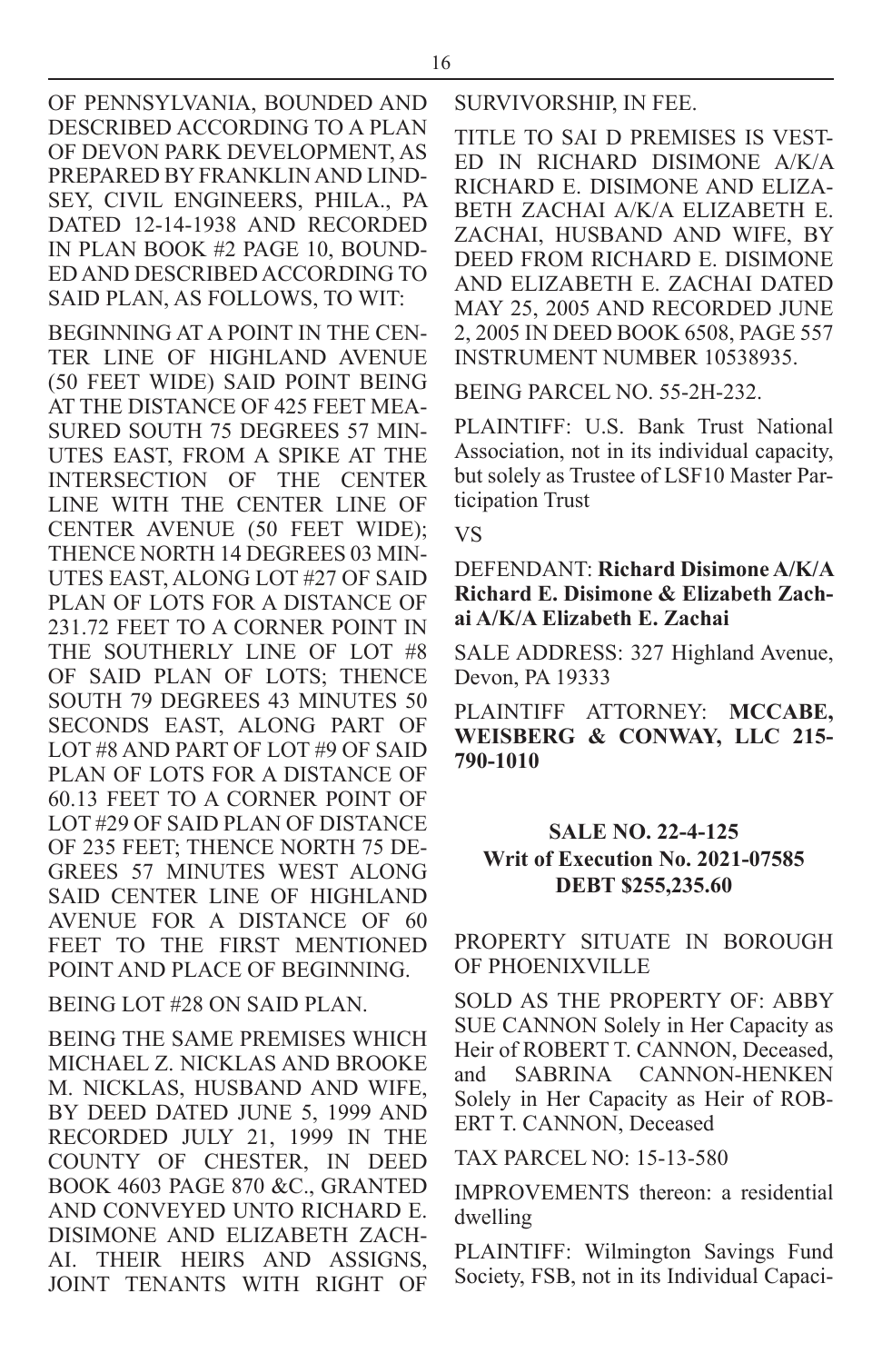OF PENNSYLVANIA, BOUNDED AND DESCRIBED ACCORDING TO A PLAN OF DEVON PARK DEVELOPMENT, AS PREPARED BY FRANKLIN AND LINDSEY, CIVIL ENGINEERS, PHILA., PA DATED 12-14-1938 AND RECORDED IN PLAN BOOK #2 PAGE 10, BOUNDED AND DESCRIBED ACCORDING TO SAID PLAN, AS FOLLOWS, TO WIT:

BEGINNING AT A POINT IN THE CENTER LINE OF HIGHLAND AVENUE (50 FEET WIDE) SAID POINT BEING AT THE DISTANCE OF 425 FEET MEASURED SOUTH 75 DEGREES 57 MINUTES EAST, FROM A SPIKE AT THE INTERSECTION OF THE CENTER LINE WITH THE CENTER LINE OF CENTER AVENUE (50 FEET WIDE); THENCE NORTH 14 DEGREES 03 MINUTES EAST, ALONG LOT #27 OF SAID PLAN OF LOTS FOR A DISTANCE OF 231.72 FEET TO A CORNER POINT IN THE SOUTHERLY LINE OF LOT #8 OF SAID PLAN OF LOTS; THENCE SOUTH 79 DEGREES 43 MINUTES 50 SECONDS EAST, ALONG PART OF LOT #8 AND PART OF LOT #9 OF SAID PLAN OF LOTS FOR A DISTANCE OF 60.13 FEET TO A CORNER POINT OF LOT #29 OF SAID PLAN OF DISTANCE OF 235 FEET; THENCE NORTH 75 DEGREES 57 MINUTES WEST ALONG SAID CENTER LINE OF HIGHLAND AVENUE FOR A DISTANCE OF 60 FEET TO THE FIRST MENTIONED POINT AND PLACE OF BEGINNING.

BEING LOT #28 ON SAID PLAN.

BEING THE SAME PREMISES WHICH MICHAEL Z. NICKLAS AND BROOKE M. NICKLAS, HUSBAND AND WIFE, BY DEED DATED JUNE 5, 1999 AND RECORDED JULY 21, 1999 IN THE COUNTY OF CHESTER, IN DEED BOOK 4603 PAGE 870 &C., GRANTED AND CONVEYED UNTO RICHARD E. DISIMONE AND ELIZABETH ZACHAI. THEIR HEIRS AND ASSIGNS, JOINT TENANTS WITH RIGHT OF SURVIVORSHIP, IN FEE.

TITLE TO SAI D PREMISES IS VESTED IN RICHARD DISIMONE A/K/A RICHARD E. DISIMONE AND ELIZABETH ZACHAI A/K/A ELIZABETH E. ZACHAI, HUSBAND AND WIFE, BY DEED FROM RICHARD E. DISIMONE AND ELIZABETH E. ZACHAI DATED MAY 25, 2005 AND RECORDED JUNE 2, 2005 IN DEED BOOK 6508, PAGE 557 INSTRUMENT NUMBER 10538935.

BEING PARCEL NO. 55-2H-232.

PLAINTIFF: U.S. Bank Trust National Association, not in its individual capacity, but solely as Trustee of LSF10 Master Participation Trust

VS

DEFENDANT: **Richard Disimone A/K/A Richard E. Disimone & Elizabeth Zachai A/K/A Elizabeth E. Zachai**

SALE ADDRESS: 327 Highland Avenue, Devon, PA 19333

PLAINTIFF ATTORNEY: **MCCABE, WEISBERG & CONWAY, LLC 215-790-1010**

## SALE NO. 22-4-125
## Writ of Execution No. 2021-07585
## DEBT $255,235.60

PROPERTY SITUATE IN BOROUGH OF PHOENIXVILLE

SOLD AS THE PROPERTY OF: ABBY SUE CANNON Solely in Her Capacity as Heir of ROBERT T. CANNON, Deceased, and SABRINA CANNON-HENKEN Solely in Her Capacity as Heir of ROBERT T. CANNON, Deceased

TAX PARCEL NO: 15-13-580

IMPROVEMENTS thereon: a residential dwelling

PLAINTIFF: Wilmington Savings Fund Society, FSB, not in its Individual Capaci-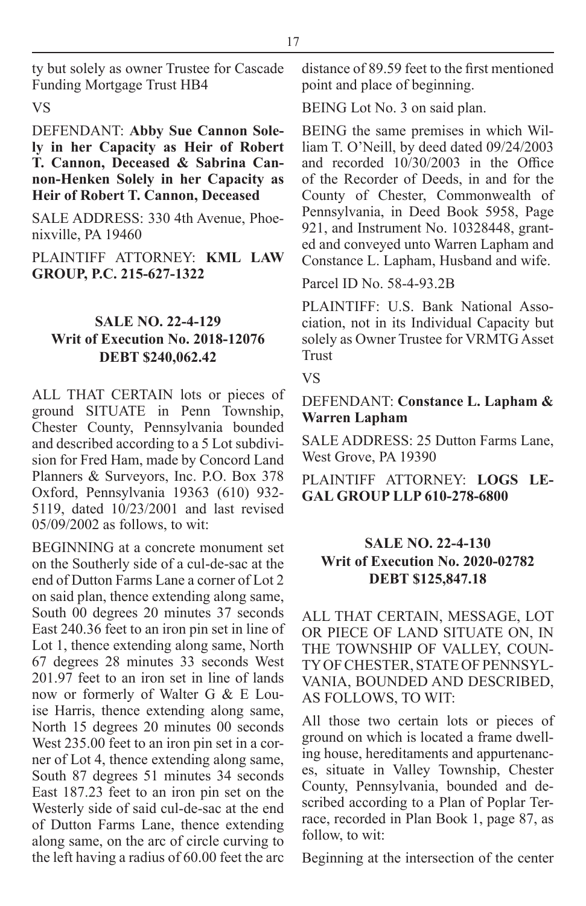ty but solely as owner Trustee for Cascade Funding Mortgage Trust HB4

VS

DEFENDANT: **Abby Sue Cannon Solely in her Capacity as Heir of Robert T. Cannon, Deceased & Sabrina Cannon-Henken Solely in her Capacity as Heir of Robert T. Cannon, Deceased**

SALE ADDRESS: 330 4th Avenue, Phoenixville, PA 19460

PLAINTIFF ATTORNEY: **KML LAW GROUP, P.C. 215-627-1322**

**SALE NO. 22-4-129**
**Writ of Execution No. 2018-12076**
**DEBT $240,062.42**

ALL THAT CERTAIN lots or pieces of ground SITUATE in Penn Township, Chester County, Pennsylvania bounded and described according to a 5 Lot subdivision for Fred Ham, made by Concord Land Planners & Surveyors, Inc. P.O. Box 378 Oxford, Pennsylvania 19363 (610) 932-5119, dated 10/23/2001 and last revised 05/09/2002 as follows, to wit:

BEGINNING at a concrete monument set on the Southerly side of a cul-de-sac at the end of Dutton Farms Lane a corner of Lot 2 on said plan, thence extending along same, South 00 degrees 20 minutes 37 seconds East 240.36 feet to an iron pin set in line of Lot 1, thence extending along same, North 67 degrees 28 minutes 33 seconds West 201.97 feet to an iron set in line of lands now or formerly of Walter G & E Louise Harris, thence extending along same, North 15 degrees 20 minutes 00 seconds West 235.00 feet to an iron pin set in a corner of Lot 4, thence extending along same, South 87 degrees 51 minutes 34 seconds East 187.23 feet to an iron pin set on the Westerly side of said cul-de-sac at the end of Dutton Farms Lane, thence extending along same, on the arc of circle curving to the left having a radius of 60.00 feet the arc distance of 89.59 feet to the first mentioned point and place of beginning.

BEING Lot No. 3 on said plan.

BEING the same premises in which William T. O'Neill, by deed dated 09/24/2003 and recorded 10/30/2003 in the Office of the Recorder of Deeds, in and for the County of Chester, Commonwealth of Pennsylvania, in Deed Book 5958, Page 921, and Instrument No. 10328448, granted and conveyed unto Warren Lapham and Constance L. Lapham, Husband and wife.

Parcel ID No. 58-4-93.2B

PLAINTIFF: U.S. Bank National Association, not in its Individual Capacity but solely as Owner Trustee for VRMTG Asset Trust

VS

DEFENDANT: **Constance L. Lapham & Warren Lapham**

SALE ADDRESS: 25 Dutton Farms Lane, West Grove, PA 19390

PLAINTIFF ATTORNEY: **LOGS LEGAL GROUP LLP 610-278-6800**

**SALE NO. 22-4-130**
**Writ of Execution No. 2020-02782**
**DEBT $125,847.18**

ALL THAT CERTAIN, MESSAGE, LOT OR PIECE OF LAND SITUATE ON, IN THE TOWNSHIP OF VALLEY, COUNTY OF CHESTER, STATE OF PENNSYLVANIA, BOUNDED AND DESCRIBED, AS FOLLOWS, TO WIT:

All those two certain lots or pieces of ground on which is located a frame dwelling house, hereditaments and appurtenances, situate in Valley Township, Chester County, Pennsylvania, bounded and described according to a Plan of Poplar Terrace, recorded in Plan Book 1, page 87, as follow, to wit:

Beginning at the intersection of the center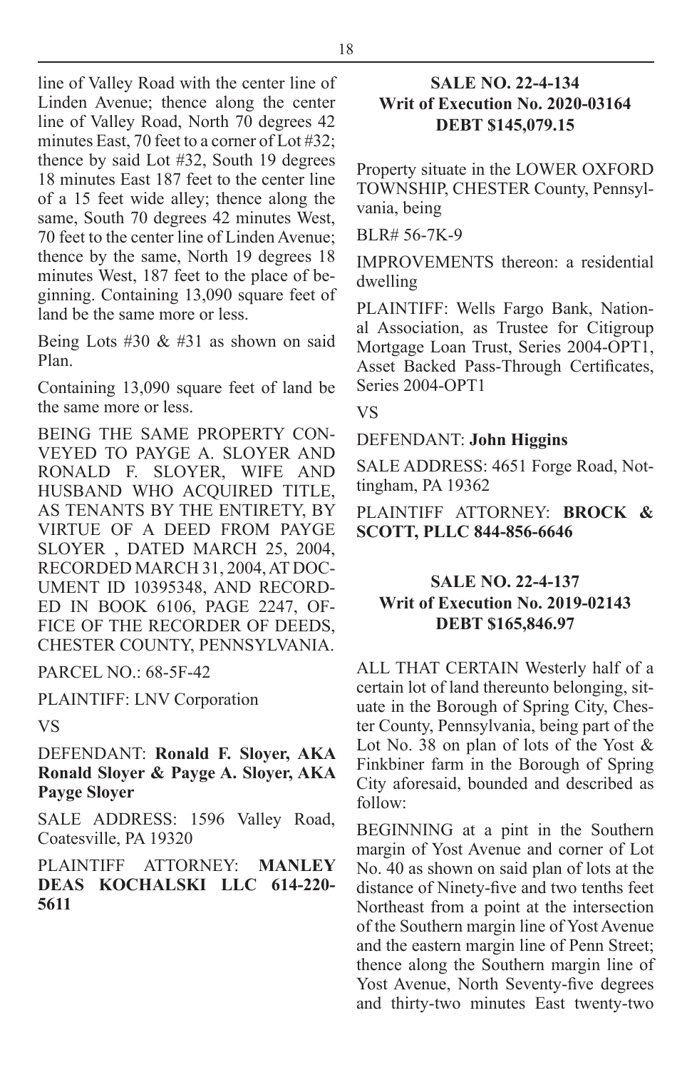line of Valley Road with the center line of Linden Avenue; thence along the center line of Valley Road, North 70 degrees 42 minutes East, 70 feet to a corner of Lot #32; thence by said Lot #32, South 19 degrees 18 minutes East 187 feet to the center line of a 15 feet wide alley; thence along the same, South 70 degrees 42 minutes West, 70 feet to the center line of Linden Avenue; thence by the same, North 19 degrees 18 minutes West, 187 feet to the place of beginning. Containing 13,090 square feet of land be the same more or less.

Being Lots #30 & #31 as shown on said Plan.

Containing 13,090 square feet of land be the same more or less.

BEING THE SAME PROPERTY CONVEYED TO PAYGE A. SLOYER AND RONALD F. SLOYER, WIFE AND HUSBAND WHO ACQUIRED TITLE, AS TENANTS BY THE ENTIRETY, BY VIRTUE OF A DEED FROM PAYGE SLOYER , DATED MARCH 25, 2004, RECORDED MARCH 31, 2004, AT DOCUMENT ID 10395348, AND RECORDED IN BOOK 6106, PAGE 2247, OFFICE OF THE RECORDER OF DEEDS, CHESTER COUNTY, PENNSYLVANIA.

PARCEL NO.: 68-5F-42

PLAINTIFF: LNV Corporation

VS

DEFENDANT: **Ronald F. Sloyer, AKA Ronald Sloyer & Payge A. Sloyer, AKA Payge Sloyer**

SALE ADDRESS: 1596 Valley Road, Coatesville, PA 19320

PLAINTIFF ATTORNEY: **MANLEY DEAS KOCHALSKI LLC 614-220-5611**

**SALE NO. 22-4-134**
**Writ of Execution No. 2020-03164**
**DEBT $145,079.15**

Property situate in the LOWER OXFORD TOWNSHIP, CHESTER County, Pennsylvania, being

BLR# 56-7K-9

IMPROVEMENTS thereon: a residential dwelling

PLAINTIFF: Wells Fargo Bank, National Association, as Trustee for Citigroup Mortgage Loan Trust, Series 2004-OPT1, Asset Backed Pass-Through Certificates, Series 2004-OPT1

VS

DEFENDANT: **John Higgins**

SALE ADDRESS: 4651 Forge Road, Nottingham, PA 19362

PLAINTIFF ATTORNEY: **BROCK & SCOTT, PLLC 844-856-6646**

**SALE NO. 22-4-137**
**Writ of Execution No. 2019-02143**
**DEBT $165,846.97**

ALL THAT CERTAIN Westerly half of a certain lot of land thereunto belonging, situate in the Borough of Spring City, Chester County, Pennsylvania, being part of the Lot No. 38 on plan of lots of the Yost & Finkbiner farm in the Borough of Spring City aforesaid, bounded and described as follow:

BEGINNING at a pint in the Southern margin of Yost Avenue and corner of Lot No. 40 as shown on said plan of lots at the distance of Ninety-five and two tenths feet Northeast from a point at the intersection of the Southern margin line of Yost Avenue and the eastern margin line of Penn Street; thence along the Southern margin line of Yost Avenue, North Seventy-five degrees and thirty-two minutes East twenty-two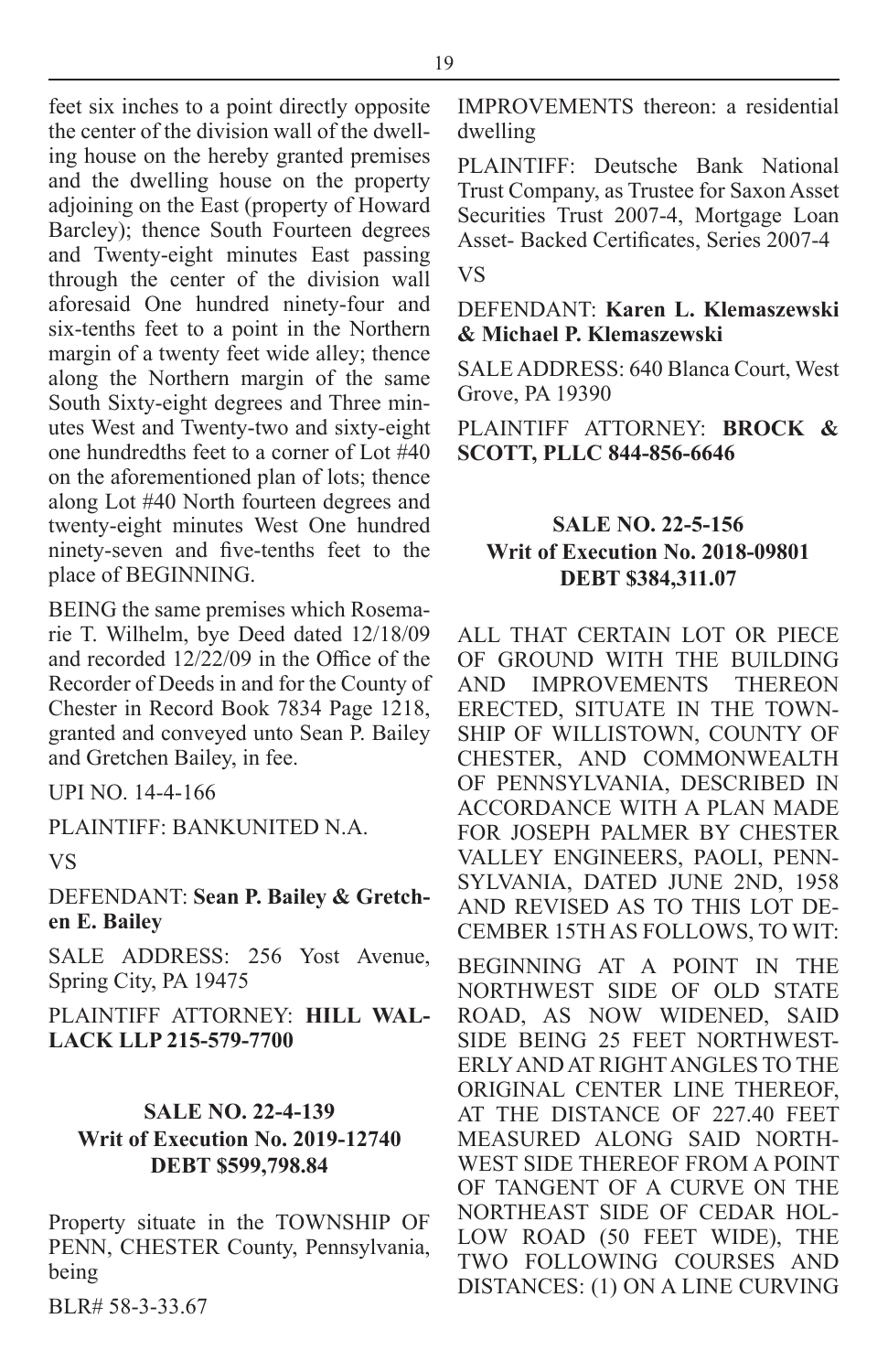feet six inches to a point directly opposite the center of the division wall of the dwelling house on the hereby granted premises and the dwelling house on the property adjoining on the East (property of Howard Barcley); thence South Fourteen degrees and Twenty-eight minutes East passing through the center of the division wall aforesaid One hundred ninety-four and six-tenths feet to a point in the Northern margin of a twenty feet wide alley; thence along the Northern margin of the same South Sixty-eight degrees and Three minutes West and Twenty-two and sixty-eight one hundredths feet to a corner of Lot #40 on the aforementioned plan of lots; thence along Lot #40 North fourteen degrees and twenty-eight minutes West One hundred ninety-seven and five-tenths feet to the place of BEGINNING.

BEING the same premises which Rosemarie T. Wilhelm, bye Deed dated 12/18/09 and recorded 12/22/09 in the Office of the Recorder of Deeds in and for the County of Chester in Record Book 7834 Page 1218, granted and conveyed unto Sean P. Bailey and Gretchen Bailey, in fee.

UPI NO. 14-4-166

PLAINTIFF: BANKUNITED N.A.

VS

DEFENDANT: **Sean P. Bailey & Gretchen E. Bailey**

SALE ADDRESS: 256 Yost Avenue, Spring City, PA 19475

PLAINTIFF ATTORNEY: **HILL WALLACK LLP 215-579-7700**

**SALE NO. 22-4-139**
**Writ of Execution No. 2019-12740**
**DEBT $599,798.84**

Property situate in the TOWNSHIP OF PENN, CHESTER County, Pennsylvania, being

BLR# 58-3-33.67

IMPROVEMENTS thereon: a residential dwelling

PLAINTIFF: Deutsche Bank National Trust Company, as Trustee for Saxon Asset Securities Trust 2007-4, Mortgage Loan Asset- Backed Certificates, Series 2007-4

VS

DEFENDANT: **Karen L. Klemaszewski & Michael P. Klemaszewski**

SALE ADDRESS: 640 Blanca Court, West Grove, PA 19390

PLAINTIFF ATTORNEY: **BROCK & SCOTT, PLLC 844-856-6646**

**SALE NO. 22-5-156**
**Writ of Execution No. 2018-09801**
**DEBT $384,311.07**

ALL THAT CERTAIN LOT OR PIECE OF GROUND WITH THE BUILDING AND IMPROVEMENTS THEREON ERECTED, SITUATE IN THE TOWNSHIP OF WILLISTOWN, COUNTY OF CHESTER, AND COMMONWEALTH OF PENNSYLVANIA, DESCRIBED IN ACCORDANCE WITH A PLAN MADE FOR JOSEPH PALMER BY CHESTER VALLEY ENGINEERS, PAOLI, PENNSYLVANIA, DATED JUNE 2ND, 1958 AND REVISED AS TO THIS LOT DECEMBER 15TH AS FOLLOWS, TO WIT:

BEGINNING AT A POINT IN THE NORTHWEST SIDE OF OLD STATE ROAD, AS NOW WIDENED, SAID SIDE BEING 25 FEET NORTHWESTERLY AND AT RIGHT ANGLES TO THE ORIGINAL CENTER LINE THEREOF, AT THE DISTANCE OF 227.40 FEET MEASURED ALONG SAID NORTHWEST SIDE THEREOF FROM A POINT OF TANGENT OF A CURVE ON THE NORTHEAST SIDE OF CEDAR HOLLOW ROAD (50 FEET WIDE), THE TWO FOLLOWING COURSES AND DISTANCES: (1) ON A LINE CURVING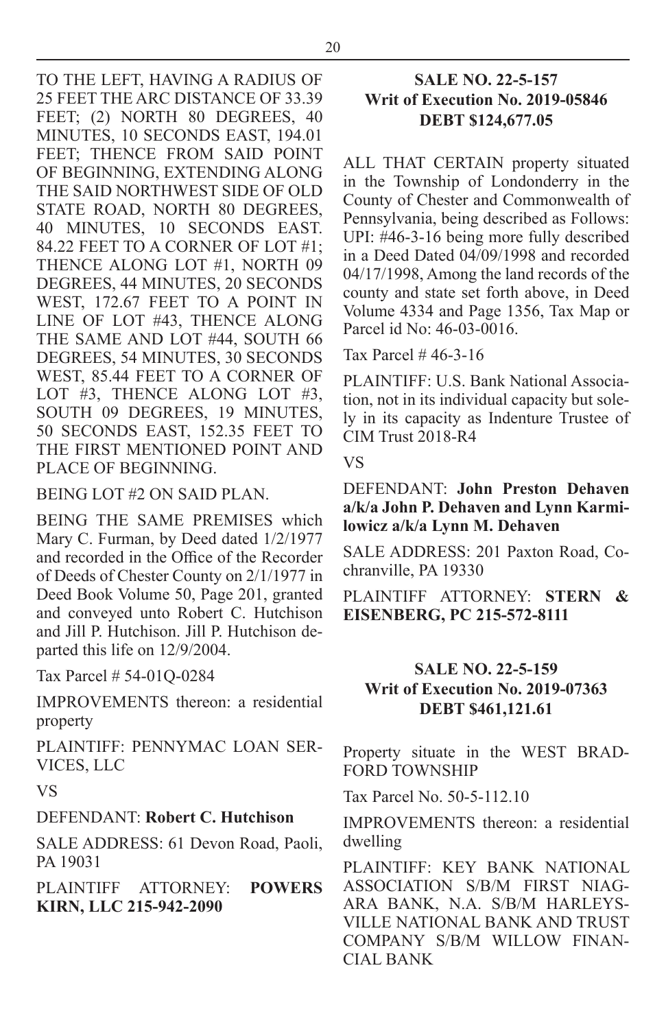TO THE LEFT, HAVING A RADIUS OF 25 FEET THE ARC DISTANCE OF 33.39 FEET; (2) NORTH 80 DEGREES, 40 MINUTES, 10 SECONDS EAST, 194.01 FEET; THENCE FROM SAID POINT OF BEGINNING, EXTENDING ALONG THE SAID NORTHWEST SIDE OF OLD STATE ROAD, NORTH 80 DEGREES, 40 MINUTES, 10 SECONDS EAST. 84.22 FEET TO A CORNER OF LOT #1; THENCE ALONG LOT #1, NORTH 09 DEGREES, 44 MINUTES, 20 SECONDS WEST, 172.67 FEET TO A POINT IN LINE OF LOT #43, THENCE ALONG THE SAME AND LOT #44, SOUTH 66 DEGREES, 54 MINUTES, 30 SECONDS WEST, 85.44 FEET TO A CORNER OF LOT #3, THENCE ALONG LOT #3, SOUTH 09 DEGREES, 19 MINUTES, 50 SECONDS EAST, 152.35 FEET TO THE FIRST MENTIONED POINT AND PLACE OF BEGINNING.

BEING LOT #2 ON SAID PLAN.

BEING THE SAME PREMISES which Mary C. Furman, by Deed dated 1/2/1977 and recorded in the Office of the Recorder of Deeds of Chester County on 2/1/1977 in Deed Book Volume 50, Page 201, granted and conveyed unto Robert C. Hutchison and Jill P. Hutchison. Jill P. Hutchison departed this life on 12/9/2004.

Tax Parcel # 54-01Q-0284

IMPROVEMENTS thereon: a residential property

PLAINTIFF: PENNYMAC LOAN SERVICES, LLC

VS

DEFENDANT: **Robert C. Hutchison**

SALE ADDRESS: 61 Devon Road, Paoli, PA 19031

PLAINTIFF ATTORNEY: **POWERS KIRN, LLC 215-942-2090**

**SALE NO. 22-5-157**
**Writ of Execution No. 2019-05846**
**DEBT $124,677.05**

ALL THAT CERTAIN property situated in the Township of Londonderry in the County of Chester and Commonwealth of Pennsylvania, being described as Follows: UPI: #46-3-16 being more fully described in a Deed Dated 04/09/1998 and recorded 04/17/1998, Among the land records of the county and state set forth above, in Deed Volume 4334 and Page 1356, Tax Map or Parcel id No: 46-03-0016.

Tax Parcel # 46-3-16

PLAINTIFF: U.S. Bank National Association, not in its individual capacity but solely in its capacity as Indenture Trustee of CIM Trust 2018-R4

VS

DEFENDANT: **John Preston Dehaven a/k/a John P. Dehaven and Lynn Karmilowicz a/k/a Lynn M. Dehaven**

SALE ADDRESS: 201 Paxton Road, Cochranville, PA 19330

PLAINTIFF ATTORNEY: **STERN & EISENBERG, PC 215-572-8111**

**SALE NO. 22-5-159**
**Writ of Execution No. 2019-07363**
**DEBT $461,121.61**

Property situate in the WEST BRADFORD TOWNSHIP

Tax Parcel No. 50-5-112.10

IMPROVEMENTS thereon: a residential dwelling

PLAINTIFF: KEY BANK NATIONAL ASSOCIATION S/B/M FIRST NIAGARA BANK, N.A. S/B/M HARLEYSVILLE NATIONAL BANK AND TRUST COMPANY S/B/M WILLOW FINANCIAL BANK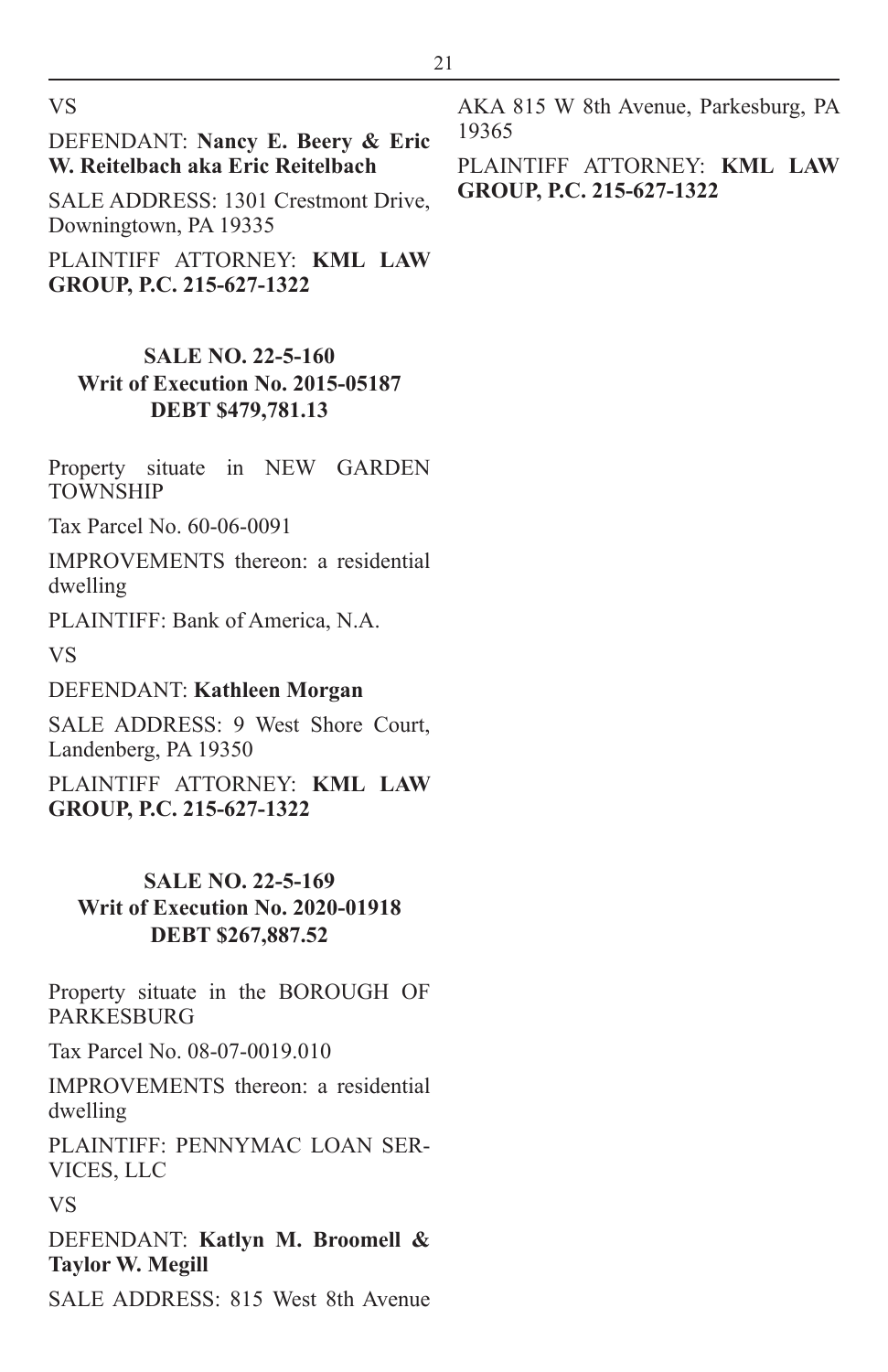VS

DEFENDANT: **Nancy E. Beery & Eric W. Reitelbach aka Eric Reitelbach**

SALE ADDRESS: 1301 Crestmont Drive, Downingtown, PA 19335

PLAINTIFF ATTORNEY: **KML LAW GROUP, P.C. 215-627-1322**

**SALE NO. 22-5-160**
**Writ of Execution No. 2015-05187**
**DEBT $479,781.13**

Property situate in NEW GARDEN TOWNSHIP

Tax Parcel No. 60-06-0091

IMPROVEMENTS thereon: a residential dwelling

PLAINTIFF: Bank of America, N.A.

VS

DEFENDANT: **Kathleen Morgan**

SALE ADDRESS: 9 West Shore Court, Landenberg, PA 19350

PLAINTIFF ATTORNEY: **KML LAW GROUP, P.C. 215-627-1322**

**SALE NO. 22-5-169**
**Writ of Execution No. 2020-01918**
**DEBT $267,887.52**

Property situate in the BOROUGH OF PARKESBURG

Tax Parcel No. 08-07-0019.010

IMPROVEMENTS thereon: a residential dwelling

PLAINTIFF: PENNYMAC LOAN SERVICES, LLC

VS

DEFENDANT: **Katlyn M. Broomell & Taylor W. Megill**

SALE ADDRESS: 815 West 8th Avenue AKA 815 W 8th Avenue, Parkesburg, PA 19365

PLAINTIFF ATTORNEY: **KML LAW GROUP, P.C. 215-627-1322**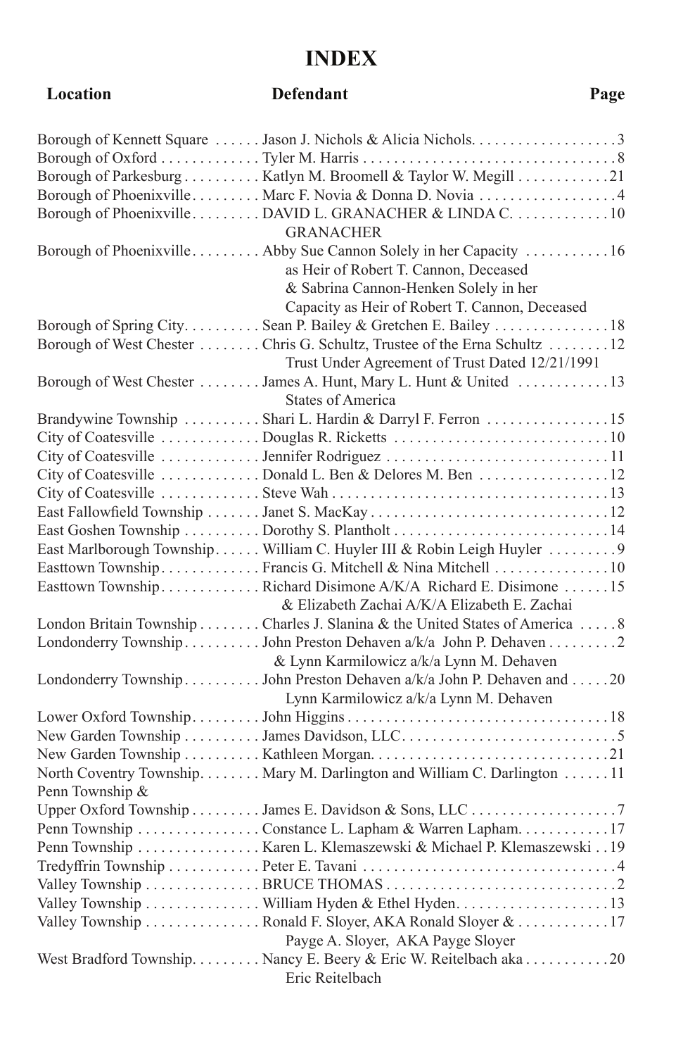# INDEX

| Location | Defendant | Page |
|---|---|---|
| Borough of Kennett Square | Jason J. Nichols & Alicia Nichols | 3 |
| Borough of Oxford | Tyler M. Harris | 8 |
| Borough of Parkesburg | Katlyn M. Broomell & Taylor W. Megill | 21 |
| Borough of Phoenixville | Marc F. Novia & Donna D. Novia | 4 |
| Borough of Phoenixville | DAVID L. GRANACHER & LINDA C. GRANACHER | 10 |
| Borough of Phoenixville | Abby Sue Cannon Solely in her Capacity as Heir of Robert T. Cannon, Deceased & Sabrina Cannon-Henken Solely in her Capacity as Heir of Robert T. Cannon, Deceased | 16 |
| Borough of Spring City | Sean P. Bailey & Gretchen E. Bailey | 18 |
| Borough of West Chester | Chris G. Schultz, Trustee of the Erna Schultz Trust Under Agreement of Trust Dated 12/21/1991 | 12 |
| Borough of West Chester | James A. Hunt, Mary L. Hunt & United States of America | 13 |
| Brandywine Township | Shari L. Hardin & Darryl F. Ferron | 15 |
| City of Coatesville | Douglas R. Ricketts | 10 |
| City of Coatesville | Jennifer Rodriguez | 11 |
| City of Coatesville | Donald L. Ben & Delores M. Ben | 12 |
| City of Coatesville | Steve Wah | 13 |
| East Fallowfield Township | Janet S. MacKay | 12 |
| East Goshen Township | Dorothy S. Plantholt | 14 |
| East Marlborough Township | William C. Huyler III & Robin Leigh Huyler | 9 |
| Easttown Township | Francis G. Mitchell & Nina Mitchell | 10 |
| Easttown Township | Richard Disimone A/K/A Richard E. Disimone & Elizabeth Zachai A/K/A Elizabeth E. Zachai | 15 |
| London Britain Township | Charles J. Slanina & the United States of America | 8 |
| Londonderry Township | John Preston Dehaven a/k/a John P. Dehaven & Lynn Karmilowicz a/k/a Lynn M. Dehaven | 2 |
| Londonderry Township | John Preston Dehaven a/k/a John P. Dehaven and Lynn Karmilowicz a/k/a Lynn M. Dehaven | 20 |
| Lower Oxford Township | John Higgins | 18 |
| New Garden Township | James Davidson, LLC | 5 |
| New Garden Township | Kathleen Morgan | 21 |
| North Coventry Township | Mary M. Darlington and William C. Darlington | 11 |
| Penn Township & Upper Oxford Township | James E. Davidson & Sons, LLC | 7 |
| Penn Township | Constance L. Lapham & Warren Lapham | 17 |
| Penn Township | Karen L. Klemaszewski & Michael P. Klemaszewski | 19 |
| Tredyffrin Township | Peter E. Tavani | 4 |
| Valley Township | BRUCE THOMAS | 2 |
| Valley Township | William Hyden & Ethel Hyden | 13 |
| Valley Township | Ronald F. Sloyer, AKA Ronald Sloyer & Payge A. Sloyer, AKA Payge Sloyer | 17 |
| West Bradford Township | Nancy E. Beery & Eric W. Reitelbach aka Eric Reitelbach | 20 |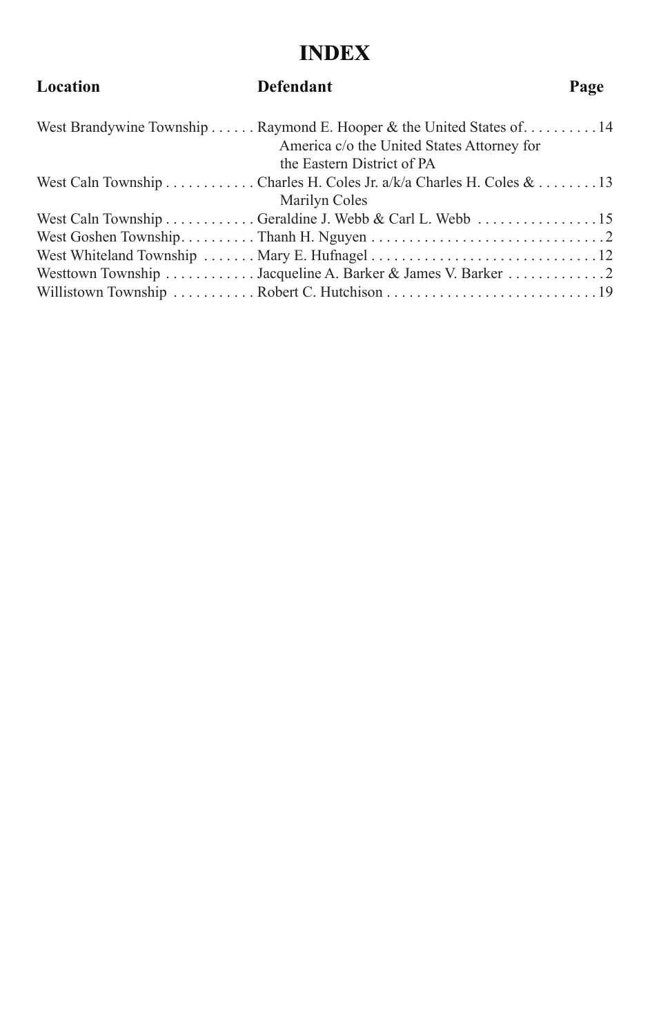# INDEX

| Location | Defendant | Page |
|---|---|---|
| West Brandywine Township | Raymond E. Hooper & the United States of America c/o the United States Attorney for the Eastern District of PA | 14 |
| West Caln Township | Charles H. Coles Jr. a/k/a Charles H. Coles & Marilyn Coles | 13 |
| West Caln Township | Geraldine J. Webb & Carl L. Webb | 15 |
| West Goshen Township | Thanh H. Nguyen | 2 |
| West Whiteland Township | Mary E. Hufnagel | 12 |
| Westtown Township | Jacqueline A. Barker & James V. Barker | 2 |
| Willistown Township | Robert C. Hutchison | 19 |